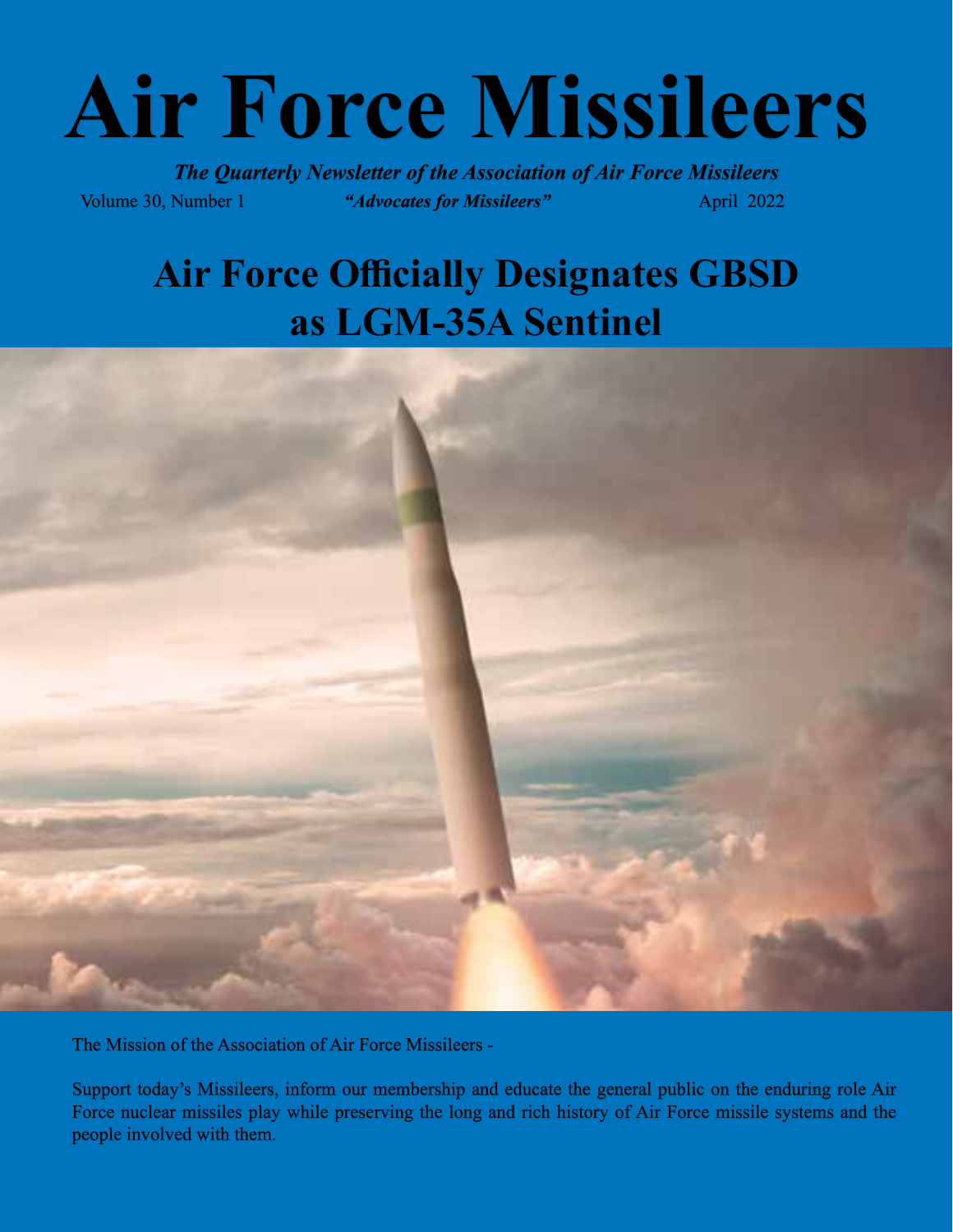# Air Force Missileers

***The Quarterly Newsletter of the Association of Air Force Missileers***

Volume 30, Number 1 ***"Advocates for Missileers"*** April 2022

## Air Force Officially Designates GBSD as LGM-35A Sentinel

The Mission of the Association of Air Force Missileers -

Support today's Missileers, inform our membership and educate the general public on the enduring role Air Force nuclear missiles play while preserving the long and rich history of Air Force missile systems and the people involved with them.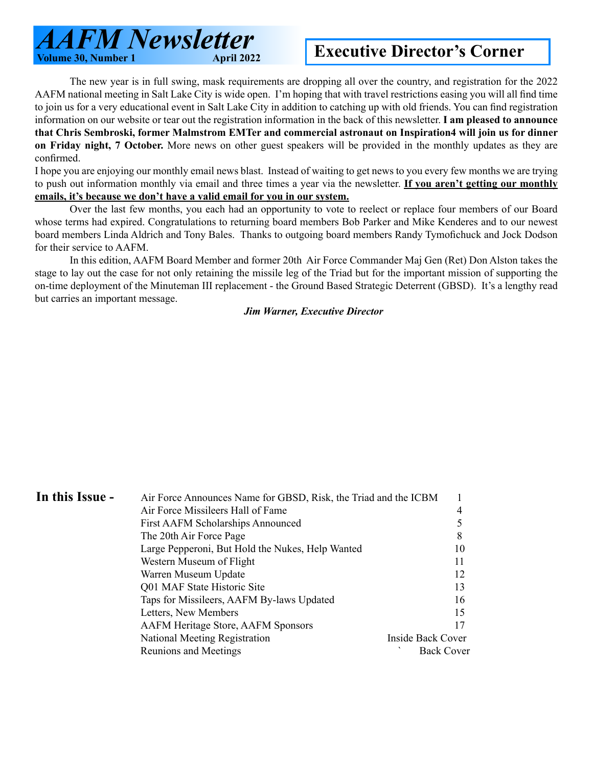# AAFM Newsletter

**Volume 30, Number 1** **April 2022**

## Executive Director's Corner

The new year is in full swing, mask requirements are dropping all over the country, and registration for the 2022 AAFM national meeting in Salt Lake City is wide open. I'm hoping that with travel restrictions easing you will all find time to join us for a very educational event in Salt Lake City in addition to catching up with old friends. You can find registration information on our website or tear out the registration information in the back of this newsletter. **I am pleased to announce that Chris Sembroski, former Malmstrom EMTer and commercial astronaut on Inspiration4 will join us for dinner on Friday night, 7 October.** More news on other guest speakers will be provided in the monthly updates as they are confirmed.

I hope you are enjoying our monthly email news blast. Instead of waiting to get news to you every few months we are trying to push out information monthly via email and three times a year via the newsletter. **If you aren't getting our monthly emails, it's because we don't have a valid email for you in our system.**

Over the last few months, you each had an opportunity to vote to reelect or replace four members of our Board whose terms had expired. Congratulations to returning board members Bob Parker and Mike Kenderes and to our newest board members Linda Aldrich and Tony Bales. Thanks to outgoing board members Randy Tymofichuck and Jock Dodson for their service to AAFM.

In this edition, AAFM Board Member and former 20th Air Force Commander Maj Gen (Ret) Don Alston takes the stage to lay out the case for not only retaining the missile leg of the Triad but for the important mission of supporting the on-time deployment of the Minuteman III replacement - the Ground Based Strategic Deterrent (GBSD). It's a lengthy read but carries an important message.

***Jim Warner, Executive Director***

## In this Issue -

| | |
|---|---|
| Air Force Announces Name for GBSD, Risk, the Triad and the ICBM | 1 |
| Air Force Missileers Hall of Fame | 4 |
| First AAFM Scholarships Announced | 5 |
| The 20th Air Force Page | 8 |
| Large Pepperoni, But Hold the Nukes, Help Wanted | 10 |
| Western Museum of Flight | 11 |
| Warren Museum Update | 12 |
| Q01 MAF State Historic Site | 13 |
| Taps for Missileers, AAFM By-laws Updated | 16 |
| Letters, New Members | 15 |
| AAFM Heritage Store, AAFM Sponsors | 17 |
| National Meeting Registration | Inside Back Cover |
| Reunions and Meetings | Back Cover |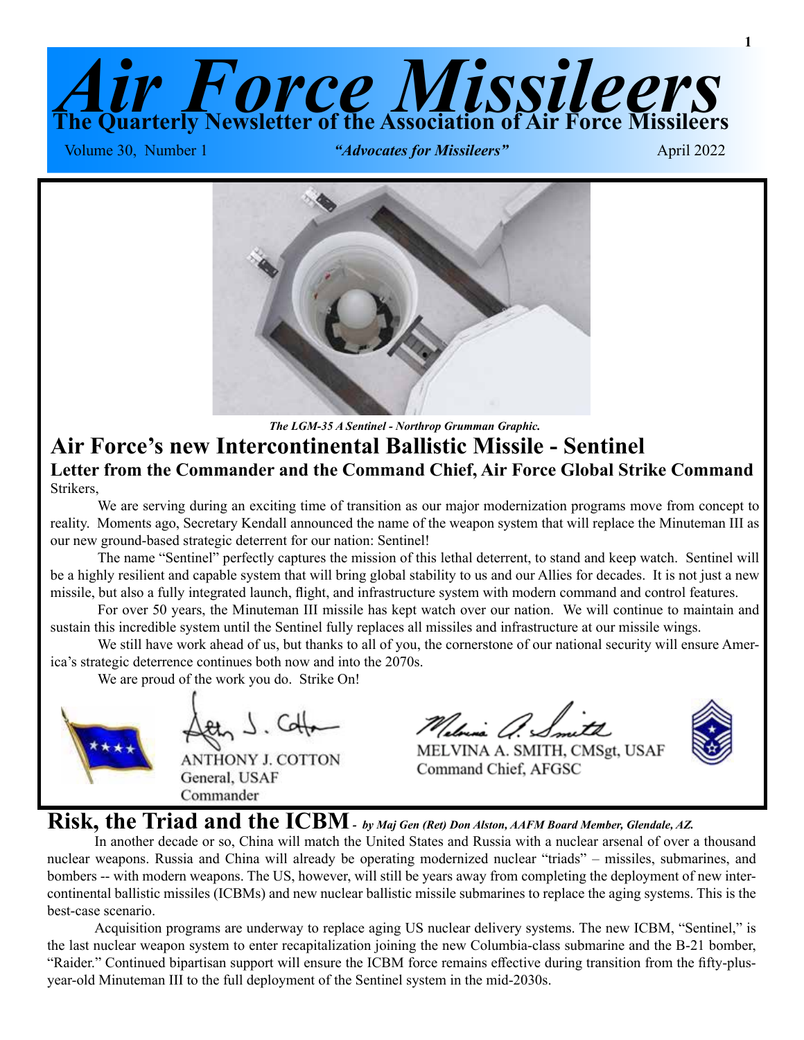# Air Force Missileers

**The Quarterly Newsletter of the Association of Air Force Missileers**

Volume 30, Number 1 — *"Advocates for Missileers"* — April 2022

*The LGM-35 A Sentinel - Northrop Grumman Graphic.*

## Air Force's new Intercontinental Ballistic Missile - Sentinel

### Letter from the Commander and the Command Chief, Air Force Global Strike Command

Strikers,

We are serving during an exciting time of transition as our major modernization programs move from concept to reality. Moments ago, Secretary Kendall announced the name of the weapon system that will replace the Minuteman III as our new ground-based strategic deterrent for our nation: Sentinel!

The name "Sentinel" perfectly captures the mission of this lethal deterrent, to stand and keep watch. Sentinel will be a highly resilient and capable system that will bring global stability to us and our Allies for decades. It is not just a new missile, but also a fully integrated launch, flight, and infrastructure system with modern command and control features.

For over 50 years, the Minuteman III missile has kept watch over our nation. We will continue to maintain and sustain this incredible system until the Sentinel fully replaces all missiles and infrastructure at our missile wings.

We still have work ahead of us, but thanks to all of you, the cornerstone of our national security will ensure America's strategic deterrence continues both now and into the 2070s.

We are proud of the work you do. Strike On!

ANTHONY J. COTTON
General, USAF
Commander

MELVINA A. SMITH, CMSgt, USAF
Command Chief, AFGSC

## Risk, the Triad and the ICBM - *by Maj Gen (Ret) Don Alston, AAFM Board Member, Glendale, AZ.*

In another decade or so, China will match the United States and Russia with a nuclear arsenal of over a thousand nuclear weapons. Russia and China will already be operating modernized nuclear "triads" – missiles, submarines, and bombers -- with modern weapons. The US, however, will still be years away from completing the deployment of new intercontinental ballistic missiles (ICBMs) and new nuclear ballistic missile submarines to replace the aging systems. This is the best-case scenario.

Acquisition programs are underway to replace aging US nuclear delivery systems. The new ICBM, "Sentinel," is the last nuclear weapon system to enter recapitalization joining the new Columbia-class submarine and the B-21 bomber, "Raider." Continued bipartisan support will ensure the ICBM force remains effective during transition from the fifty-plus-year-old Minuteman III to the full deployment of the Sentinel system in the mid-2030s.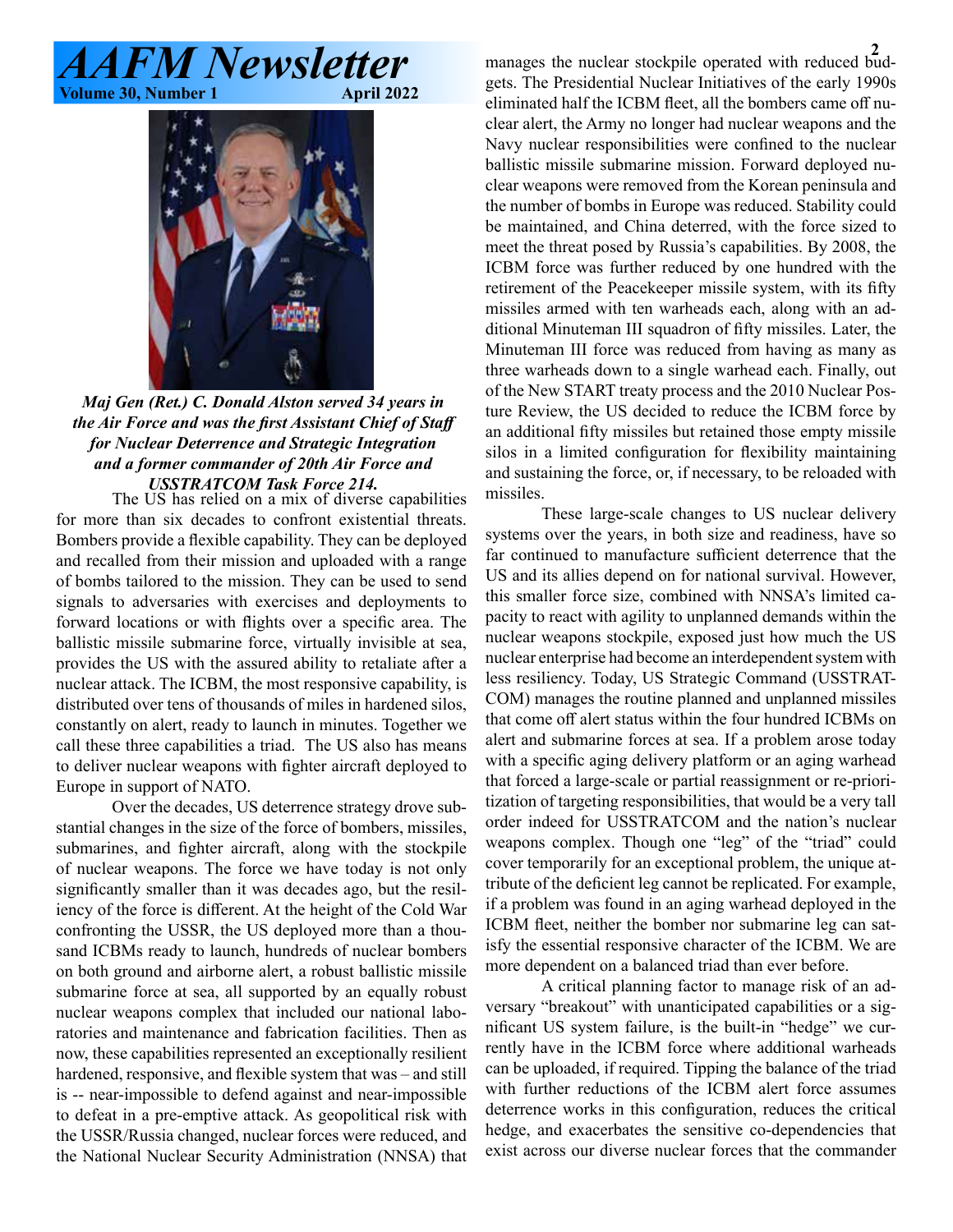*Maj Gen (Ret.) C. Donald Alston served 34 years in the Air Force and was the first Assistant Chief of Staff for Nuclear Deterrence and Strategic Integration and a former commander of 20th Air Force and USSTRATCOM Task Force 214.*

The US has relied on a mix of diverse capabilities for more than six decades to confront existential threats. Bombers provide a flexible capability. They can be deployed and recalled from their mission and uploaded with a range of bombs tailored to the mission. They can be used to send signals to adversaries with exercises and deployments to forward locations or with flights over a specific area. The ballistic missile submarine force, virtually invisible at sea, provides the US with the assured ability to retaliate after a nuclear attack. The ICBM, the most responsive capability, is distributed over tens of thousands of miles in hardened silos, constantly on alert, ready to launch in minutes. Together we call these three capabilities a triad. The US also has means to deliver nuclear weapons with fighter aircraft deployed to Europe in support of NATO.

Over the decades, US deterrence strategy drove substantial changes in the size of the force of bombers, missiles, submarines, and fighter aircraft, along with the stockpile of nuclear weapons. The force we have today is not only significantly smaller than it was decades ago, but the resiliency of the force is different. At the height of the Cold War confronting the USSR, the US deployed more than a thousand ICBMs ready to launch, hundreds of nuclear bombers on both ground and airborne alert, a robust ballistic missile submarine force at sea, all supported by an equally robust nuclear weapons complex that included our national laboratories and maintenance and fabrication facilities. Then as now, these capabilities represented an exceptionally resilient hardened, responsive, and flexible system that was – and still is -- near-impossible to defend against and near-impossible to defeat in a pre-emptive attack. As geopolitical risk with the USSR/Russia changed, nuclear forces were reduced, and the National Nuclear Security Administration (NNSA) that manages the nuclear stockpile operated with reduced budgets. The Presidential Nuclear Initiatives of the early 1990s eliminated half the ICBM fleet, all the bombers came off nuclear alert, the Army no longer had nuclear weapons and the Navy nuclear responsibilities were confined to the nuclear ballistic missile submarine mission. Forward deployed nuclear weapons were removed from the Korean peninsula and the number of bombs in Europe was reduced. Stability could be maintained, and China deterred, with the force sized to meet the threat posed by Russia's capabilities. By 2008, the ICBM force was further reduced by one hundred with the retirement of the Peacekeeper missile system, with its fifty missiles armed with ten warheads each, along with an additional Minuteman III squadron of fifty missiles. Later, the Minuteman III force was reduced from having as many as three warheads down to a single warhead each. Finally, out of the New START treaty process and the 2010 Nuclear Posture Review, the US decided to reduce the ICBM force by an additional fifty missiles but retained those empty missile silos in a limited configuration for flexibility maintaining and sustaining the force, or, if necessary, to be reloaded with missiles.

These large-scale changes to US nuclear delivery systems over the years, in both size and readiness, have so far continued to manufacture sufficient deterrence that the US and its allies depend on for national survival. However, this smaller force size, combined with NNSA's limited capacity to react with agility to unplanned demands within the nuclear weapons stockpile, exposed just how much the US nuclear enterprise had become an interdependent system with less resiliency. Today, US Strategic Command (USSTRATCOM) manages the routine planned and unplanned missiles that come off alert status within the four hundred ICBMs on alert and submarine forces at sea. If a problem arose today with a specific aging delivery platform or an aging warhead that forced a large-scale or partial reassignment or re-prioritization of targeting responsibilities, that would be a very tall order indeed for USSTRATCOM and the nation's nuclear weapons complex. Though one "leg" of the "triad" could cover temporarily for an exceptional problem, the unique attribute of the deficient leg cannot be replicated. For example, if a problem was found in an aging warhead deployed in the ICBM fleet, neither the bomber nor submarine leg can satisfy the essential responsive character of the ICBM. We are more dependent on a balanced triad than ever before.

A critical planning factor to manage risk of an adversary "breakout" with unanticipated capabilities or a significant US system failure, is the built-in "hedge" we currently have in the ICBM force where additional warheads can be uploaded, if required. Tipping the balance of the triad with further reductions of the ICBM alert force assumes deterrence works in this configuration, reduces the critical hedge, and exacerbates the sensitive co-dependencies that exist across our diverse nuclear forces that the commander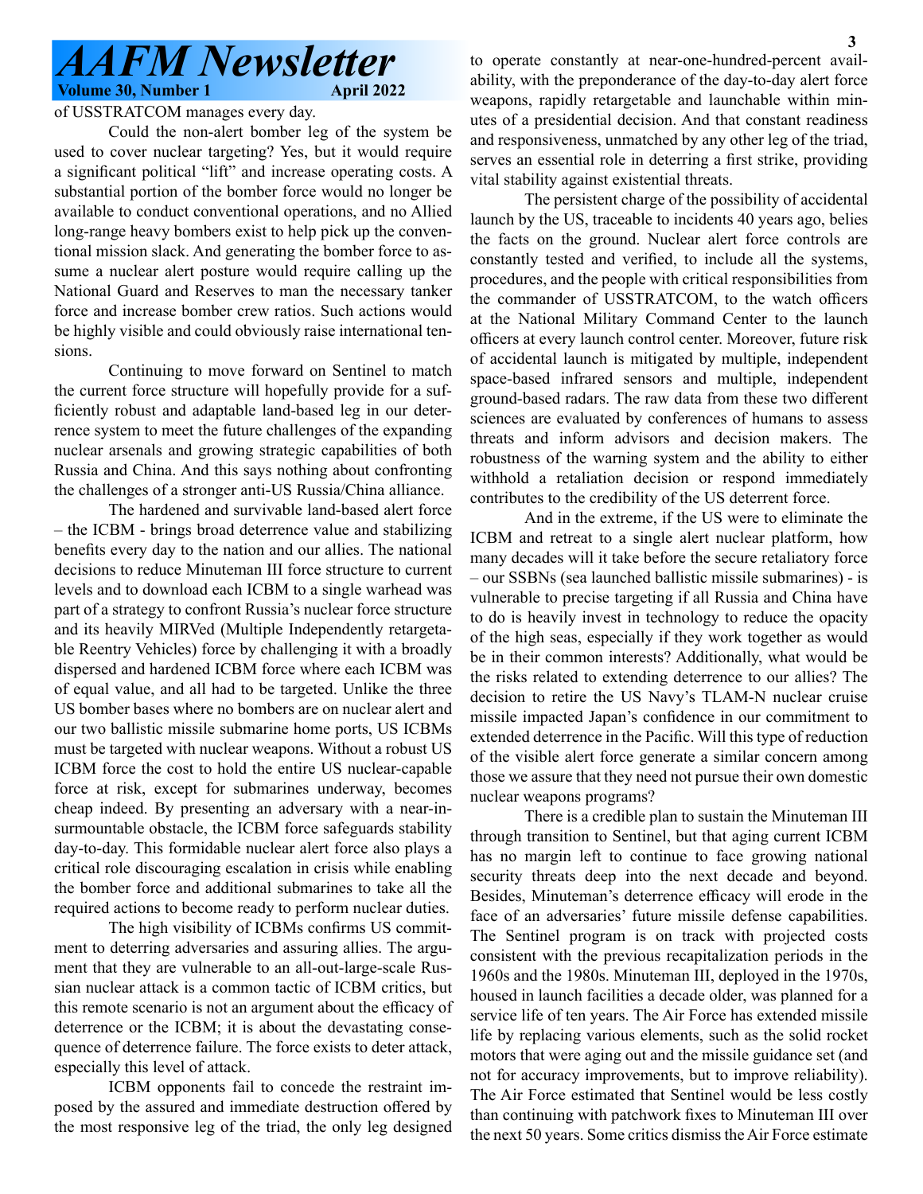of USSTRATCOM manages every day.

Could the non-alert bomber leg of the system be used to cover nuclear targeting? Yes, but it would require a significant political "lift" and increase operating costs. A substantial portion of the bomber force would no longer be available to conduct conventional operations, and no Allied long-range heavy bombers exist to help pick up the conventional mission slack. And generating the bomber force to assume a nuclear alert posture would require calling up the National Guard and Reserves to man the necessary tanker force and increase bomber crew ratios. Such actions would be highly visible and could obviously raise international tensions.

Continuing to move forward on Sentinel to match the current force structure will hopefully provide for a sufficiently robust and adaptable land-based leg in our deterrence system to meet the future challenges of the expanding nuclear arsenals and growing strategic capabilities of both Russia and China. And this says nothing about confronting the challenges of a stronger anti-US Russia/China alliance.

The hardened and survivable land-based alert force – the ICBM - brings broad deterrence value and stabilizing benefits every day to the nation and our allies. The national decisions to reduce Minuteman III force structure to current levels and to download each ICBM to a single warhead was part of a strategy to confront Russia's nuclear force structure and its heavily MIRVed (Multiple Independently retargetable Reentry Vehicles) force by challenging it with a broadly dispersed and hardened ICBM force where each ICBM was of equal value, and all had to be targeted. Unlike the three US bomber bases where no bombers are on nuclear alert and our two ballistic missile submarine home ports, US ICBMs must be targeted with nuclear weapons. Without a robust US ICBM force the cost to hold the entire US nuclear-capable force at risk, except for submarines underway, becomes cheap indeed. By presenting an adversary with a near-insurmountable obstacle, the ICBM force safeguards stability day-to-day. This formidable nuclear alert force also plays a critical role discouraging escalation in crisis while enabling the bomber force and additional submarines to take all the required actions to become ready to perform nuclear duties.

The high visibility of ICBMs confirms US commitment to deterring adversaries and assuring allies. The argument that they are vulnerable to an all-out-large-scale Russian nuclear attack is a common tactic of ICBM critics, but this remote scenario is not an argument about the efficacy of deterrence or the ICBM; it is about the devastating consequence of deterrence failure. The force exists to deter attack, especially this level of attack.

ICBM opponents fail to concede the restraint imposed by the assured and immediate destruction offered by the most responsive leg of the triad, the only leg designed to operate constantly at near-one-hundred-percent availability, with the preponderance of the day-to-day alert force weapons, rapidly retargetable and launchable within minutes of a presidential decision. And that constant readiness and responsiveness, unmatched by any other leg of the triad, serves an essential role in deterring a first strike, providing vital stability against existential threats.

The persistent charge of the possibility of accidental launch by the US, traceable to incidents 40 years ago, belies the facts on the ground. Nuclear alert force controls are constantly tested and verified, to include all the systems, procedures, and the people with critical responsibilities from the commander of USSTRATCOM, to the watch officers at the National Military Command Center to the launch officers at every launch control center. Moreover, future risk of accidental launch is mitigated by multiple, independent space-based infrared sensors and multiple, independent ground-based radars. The raw data from these two different sciences are evaluated by conferences of humans to assess threats and inform advisors and decision makers. The robustness of the warning system and the ability to either withhold a retaliation decision or respond immediately contributes to the credibility of the US deterrent force.

And in the extreme, if the US were to eliminate the ICBM and retreat to a single alert nuclear platform, how many decades will it take before the secure retaliatory force – our SSBNs (sea launched ballistic missile submarines) - is vulnerable to precise targeting if all Russia and China have to do is heavily invest in technology to reduce the opacity of the high seas, especially if they work together as would be in their common interests? Additionally, what would be the risks related to extending deterrence to our allies? The decision to retire the US Navy's TLAM-N nuclear cruise missile impacted Japan's confidence in our commitment to extended deterrence in the Pacific. Will this type of reduction of the visible alert force generate a similar concern among those we assure that they need not pursue their own domestic nuclear weapons programs?

There is a credible plan to sustain the Minuteman III through transition to Sentinel, but that aging current ICBM has no margin left to continue to face growing national security threats deep into the next decade and beyond. Besides, Minuteman's deterrence efficacy will erode in the face of an adversaries' future missile defense capabilities. The Sentinel program is on track with projected costs consistent with the previous recapitalization periods in the 1960s and the 1980s. Minuteman III, deployed in the 1970s, housed in launch facilities a decade older, was planned for a service life of ten years. The Air Force has extended missile life by replacing various elements, such as the solid rocket motors that were aging out and the missile guidance set (and not for accuracy improvements, but to improve reliability). The Air Force estimated that Sentinel would be less costly than continuing with patchwork fixes to Minuteman III over the next 50 years. Some critics dismiss the Air Force estimate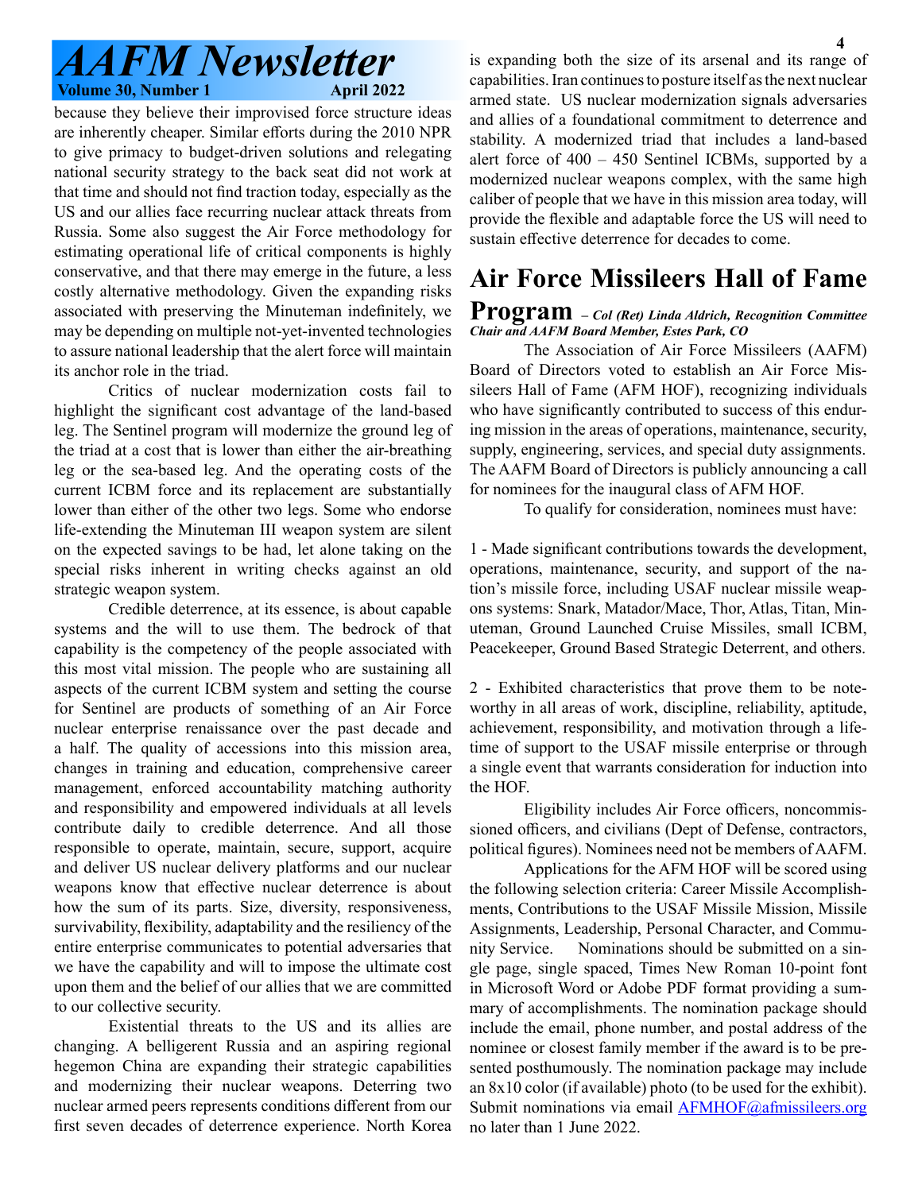because they believe their improvised force structure ideas are inherently cheaper. Similar efforts during the 2010 NPR to give primacy to budget-driven solutions and relegating national security strategy to the back seat did not work at that time and should not find traction today, especially as the US and our allies face recurring nuclear attack threats from Russia. Some also suggest the Air Force methodology for estimating operational life of critical components is highly conservative, and that there may emerge in the future, a less costly alternative methodology. Given the expanding risks associated with preserving the Minuteman indefinitely, we may be depending on multiple not-yet-invented technologies to assure national leadership that the alert force will maintain its anchor role in the triad.

Critics of nuclear modernization costs fail to highlight the significant cost advantage of the land-based leg. The Sentinel program will modernize the ground leg of the triad at a cost that is lower than either the air-breathing leg or the sea-based leg. And the operating costs of the current ICBM force and its replacement are substantially lower than either of the other two legs. Some who endorse life-extending the Minuteman III weapon system are silent on the expected savings to be had, let alone taking on the special risks inherent in writing checks against an old strategic weapon system.

Credible deterrence, at its essence, is about capable systems and the will to use them. The bedrock of that capability is the competency of the people associated with this most vital mission. The people who are sustaining all aspects of the current ICBM system and setting the course for Sentinel are products of something of an Air Force nuclear enterprise renaissance over the past decade and a half. The quality of accessions into this mission area, changes in training and education, comprehensive career management, enforced accountability matching authority and responsibility and empowered individuals at all levels contribute daily to credible deterrence. And all those responsible to operate, maintain, secure, support, acquire and deliver US nuclear delivery platforms and our nuclear weapons know that effective nuclear deterrence is about how the sum of its parts. Size, diversity, responsiveness, survivability, flexibility, adaptability and the resiliency of the entire enterprise communicates to potential adversaries that we have the capability and will to impose the ultimate cost upon them and the belief of our allies that we are committed to our collective security.

Existential threats to the US and its allies are changing. A belligerent Russia and an aspiring regional hegemon China are expanding their strategic capabilities and modernizing their nuclear weapons. Deterring two nuclear armed peers represents conditions different from our first seven decades of deterrence experience. North Korea is expanding both the size of its arsenal and its range of capabilities. Iran continues to posture itself as the next nuclear armed state. US nuclear modernization signals adversaries and allies of a foundational commitment to deterrence and stability. A modernized triad that includes a land-based alert force of 400 – 450 Sentinel ICBMs, supported by a modernized nuclear weapons complex, with the same high caliber of people that we have in this mission area today, will provide the flexible and adaptable force the US will need to sustain effective deterrence for decades to come.

## Air Force Missileers Hall of Fame Program

*– Col (Ret) Linda Aldrich, Recognition Committee Chair and AAFM Board Member, Estes Park, CO*

The Association of Air Force Missileers (AAFM) Board of Directors voted to establish an Air Force Missileers Hall of Fame (AFM HOF), recognizing individuals who have significantly contributed to success of this enduring mission in the areas of operations, maintenance, security, supply, engineering, services, and special duty assignments. The AAFM Board of Directors is publicly announcing a call for nominees for the inaugural class of AFM HOF.

To qualify for consideration, nominees must have:

1 - Made significant contributions towards the development, operations, maintenance, security, and support of the nation's missile force, including USAF nuclear missile weapons systems: Snark, Matador/Mace, Thor, Atlas, Titan, Minuteman, Ground Launched Cruise Missiles, small ICBM, Peacekeeper, Ground Based Strategic Deterrent, and others.

2 - Exhibited characteristics that prove them to be noteworthy in all areas of work, discipline, reliability, aptitude, achievement, responsibility, and motivation through a lifetime of support to the USAF missile enterprise or through a single event that warrants consideration for induction into the HOF.

Eligibility includes Air Force officers, noncommissioned officers, and civilians (Dept of Defense, contractors, political figures). Nominees need not be members of AAFM.

Applications for the AFM HOF will be scored using the following selection criteria: Career Missile Accomplishments, Contributions to the USAF Missile Mission, Missile Assignments, Leadership, Personal Character, and Community Service. Nominations should be submitted on a single page, single spaced, Times New Roman 10-point font in Microsoft Word or Adobe PDF format providing a summary of accomplishments. The nomination package should include the email, phone number, and postal address of the nominee or closest family member if the award is to be presented posthumously. The nomination package may include an 8x10 color (if available) photo (to be used for the exhibit). Submit nominations via email AFMHOF@afmissileers.org no later than 1 June 2022.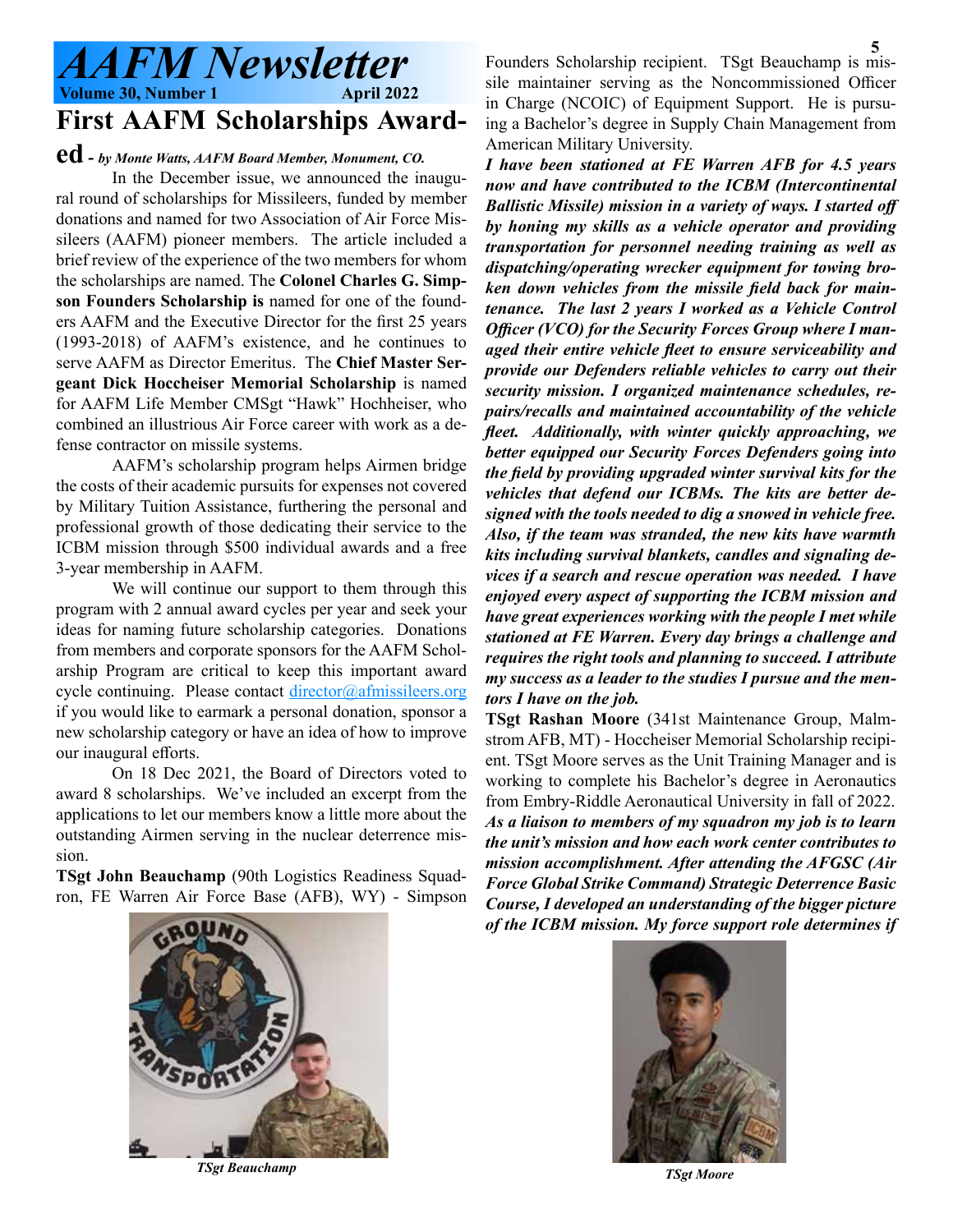# AAFM Newsletter

**Volume 30, Number 1 April 2022**

## First AAFM Scholarships Awarded

*- by Monte Watts, AAFM Board Member, Monument, CO.*

In the December issue, we announced the inaugural round of scholarships for Missileers, funded by member donations and named for two Association of Air Force Missileers (AAFM) pioneer members. The article included a brief review of the experience of the two members for whom the scholarships are named. The **Colonel Charles G. Simpson Founders Scholarship is** named for one of the founders AAFM and the Executive Director for the first 25 years (1993-2018) of AAFM's existence, and he continues to serve AAFM as Director Emeritus. The **Chief Master Sergeant Dick Hoccheiser Memorial Scholarship** is named for AAFM Life Member CMSgt "Hawk" Hochheiser, who combined an illustrious Air Force career with work as a defense contractor on missile systems.

AAFM's scholarship program helps Airmen bridge the costs of their academic pursuits for expenses not covered by Military Tuition Assistance, furthering the personal and professional growth of those dedicating their service to the ICBM mission through $500 individual awards and a free 3-year membership in AAFM.

We will continue our support to them through this program with 2 annual award cycles per year and seek your ideas for naming future scholarship categories. Donations from members and corporate sponsors for the AAFM Scholarship Program are critical to keep this important award cycle continuing. Please contact director@afmissileers.org if you would like to earmark a personal donation, sponsor a new scholarship category or have an idea of how to improve our inaugural efforts.

On 18 Dec 2021, the Board of Directors voted to award 8 scholarships. We've included an excerpt from the applications to let our members know a little more about the outstanding Airmen serving in the nuclear deterrence mission.

**TSgt John Beauchamp** (90th Logistics Readiness Squadron, FE Warren Air Force Base (AFB), WY) - Simpson Founders Scholarship recipient. TSgt Beauchamp is missile maintainer serving as the Noncommissioned Officer in Charge (NCOIC) of Equipment Support. He is pursuing a Bachelor's degree in Supply Chain Management from American Military University.

***I have been stationed at FE Warren AFB for 4.5 years now and have contributed to the ICBM (Intercontinental Ballistic Missile) mission in a variety of ways. I started off by honing my skills as a vehicle operator and providing transportation for personnel needing training as well as dispatching/operating wrecker equipment for towing broken down vehicles from the missile field back for maintenance. The last 2 years I worked as a Vehicle Control Officer (VCO) for the Security Forces Group where I managed their entire vehicle fleet to ensure serviceability and provide our Defenders reliable vehicles to carry out their security mission. I organized maintenance schedules, repairs/recalls and maintained accountability of the vehicle fleet. Additionally, with winter quickly approaching, we better equipped our Security Forces Defenders going into the field by providing upgraded winter survival kits for the vehicles that defend our ICBMs. The kits are better designed with the tools needed to dig a snowed in vehicle free. Also, if the team was stranded, the new kits have warmth kits including survival blankets, candles and signaling devices if a search and rescue operation was needed. I have enjoyed every aspect of supporting the ICBM mission and have great experiences working with the people I met while stationed at FE Warren. Every day brings a challenge and requires the right tools and planning to succeed. I attribute my success as a leader to the studies I pursue and the mentors I have on the job.***

*TSgt Beauchamp*

**TSgt Rashan Moore** (341st Maintenance Group, Malmstrom AFB, MT) - Hoccheiser Memorial Scholarship recipient. TSgt Moore serves as the Unit Training Manager and is working to complete his Bachelor's degree in Aeronautics from Embry-Riddle Aeronautical University in fall of 2022.

***As a liaison to members of my squadron my job is to learn the unit's mission and how each work center contributes to mission accomplishment. After attending the AFGSC (Air Force Global Strike Command) Strategic Deterrence Basic Course, I developed an understanding of the bigger picture of the ICBM mission. My force support role determines if***

*TSgt Moore*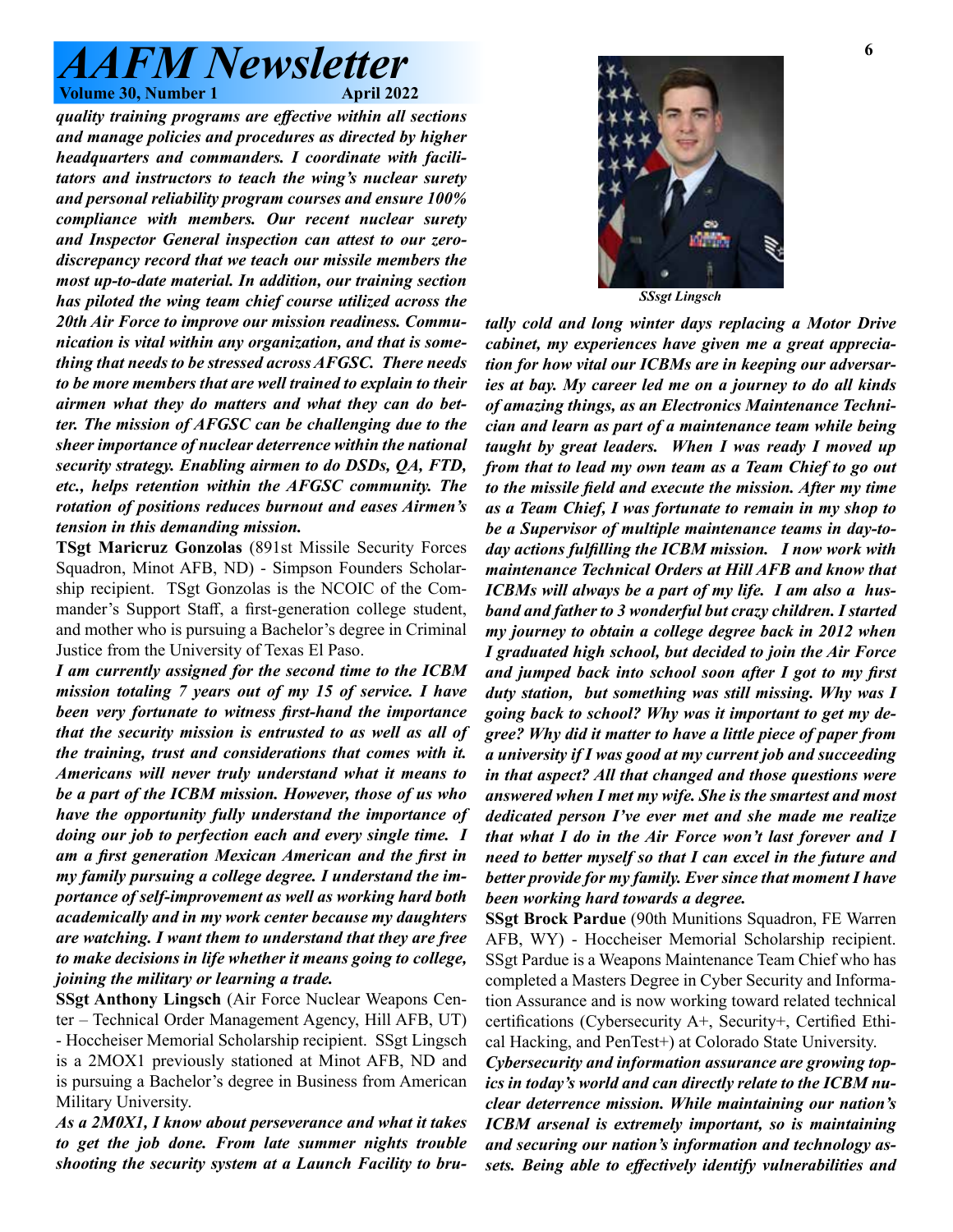*quality training programs are effective within all sections and manage policies and procedures as directed by higher headquarters and commanders. I coordinate with facilitators and instructors to teach the wing's nuclear surety and personal reliability program courses and ensure 100% compliance with members. Our recent nuclear surety and Inspector General inspection can attest to our zero-discrepancy record that we teach our missile members the most up-to-date material. In addition, our training section has piloted the wing team chief course utilized across the 20th Air Force to improve our mission readiness. Communication is vital within any organization, and that is something that needs to be stressed across AFGSC. There needs to be more members that are well trained to explain to their airmen what they do matters and what they can do better. The mission of AFGSC can be challenging due to the sheer importance of nuclear deterrence within the national security strategy. Enabling airmen to do DSDs, QA, FTD, etc., helps retention within the AFGSC community. The rotation of positions reduces burnout and eases Airmen's tension in this demanding mission.*

**TSgt Maricruz Gonzolas** (891st Missile Security Forces Squadron, Minot AFB, ND) - Simpson Founders Scholarship recipient. TSgt Gonzolas is the NCOIC of the Commander's Support Staff, a first-generation college student, and mother who is pursuing a Bachelor's degree in Criminal Justice from the University of Texas El Paso.

*I am currently assigned for the second time to the ICBM mission totaling 7 years out of my 15 of service. I have been very fortunate to witness first-hand the importance that the security mission is entrusted to as well as all of the training, trust and considerations that comes with it. Americans will never truly understand what it means to be a part of the ICBM mission. However, those of us who have the opportunity fully understand the importance of doing our job to perfection each and every single time. I am a first generation Mexican American and the first in my family pursuing a college degree. I understand the importance of self-improvement as well as working hard both academically and in my work center because my daughters are watching. I want them to understand that they are free to make decisions in life whether it means going to college, joining the military or learning a trade.*

**SSgt Anthony Lingsch** (Air Force Nuclear Weapons Center – Technical Order Management Agency, Hill AFB, UT) - Hoccheiser Memorial Scholarship recipient. SSgt Lingsch is a 2MOX1 previously stationed at Minot AFB, ND and is pursuing a Bachelor's degree in Business from American Military University.

*As a 2M0X1, I know about perseverance and what it takes to get the job done. From late summer nights trouble shooting the security system at a Launch Facility to brutally cold and long winter days replacing a Motor Drive cabinet, my experiences have given me a great appreciation for how vital our ICBMs are in keeping our adversaries at bay. My career led me on a journey to do all kinds of amazing things, as an Electronics Maintenance Technician and learn as part of a maintenance team while being taught by great leaders. When I was ready I moved up from that to lead my own team as a Team Chief to go out to the missile field and execute the mission. After my time as a Team Chief, I was fortunate to remain in my shop to be a Supervisor of multiple maintenance teams in day-to-day actions fulfilling the ICBM mission. I now work with maintenance Technical Orders at Hill AFB and know that ICBMs will always be a part of my life. I am also a husband and father to 3 wonderful but crazy children. I started my journey to obtain a college degree back in 2012 when I graduated high school, but decided to join the Air Force and jumped back into school soon after I got to my first duty station, but something was still missing. Why was I going back to school? Why was it important to get my degree? Why did it matter to have a little piece of paper from a university if I was good at my current job and succeeding in that aspect? All that changed and those questions were answered when I met my wife. She is the smartest and most dedicated person I've ever met and she made me realize that what I do in the Air Force won't last forever and I need to better myself so that I can excel in the future and better provide for my family. Ever since that moment I have been working hard towards a degree.*

*SSsgt Lingsch*

**SSgt Brock Pardue** (90th Munitions Squadron, FE Warren AFB, WY) - Hoccheiser Memorial Scholarship recipient. SSgt Pardue is a Weapons Maintenance Team Chief who has completed a Masters Degree in Cyber Security and Information Assurance and is now working toward related technical certifications (Cybersecurity A+, Security+, Certified Ethical Hacking, and PenTest+) at Colorado State University.

*Cybersecurity and information assurance are growing topics in today's world and can directly relate to the ICBM nuclear deterrence mission. While maintaining our nation's ICBM arsenal is extremely important, so is maintaining and securing our nation's information and technology assets. Being able to effectively identify vulnerabilities and*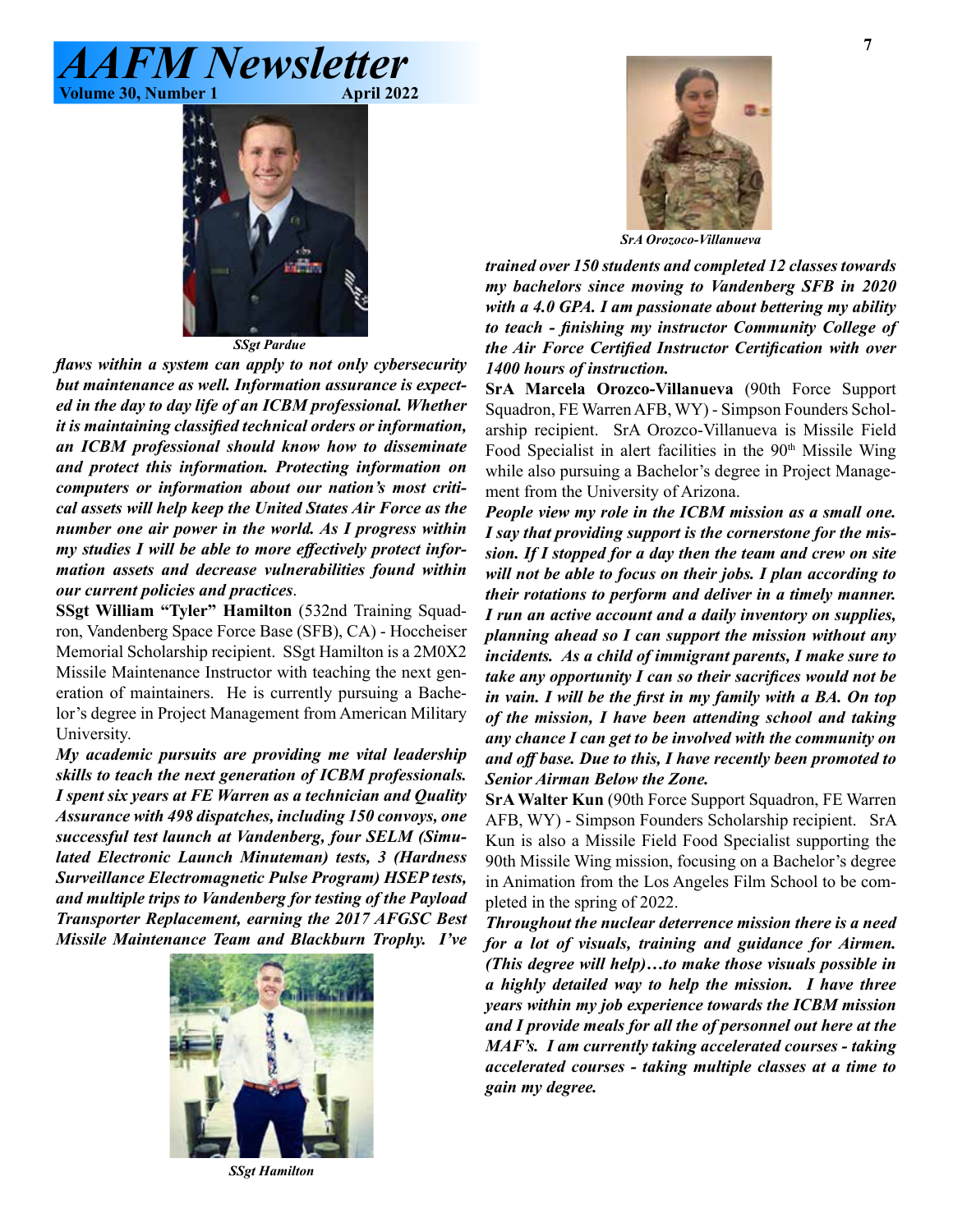SSgt Pardue

***flaws within a system can apply to not only cybersecurity but maintenance as well. Information assurance is expected in the day to day life of an ICBM professional. Whether it is maintaining classified technical orders or information, an ICBM professional should know how to disseminate and protect this information. Protecting information on computers or information about our nation's most critical assets will help keep the United States Air Force as the number one air power in the world. As I progress within my studies I will be able to more effectively protect information assets and decrease vulnerabilities found within our current policies and practices***.

**SSgt William "Tyler" Hamilton** (532nd Training Squadron, Vandenberg Space Force Base (SFB), CA) - Hoccheiser Memorial Scholarship recipient. SSgt Hamilton is a 2M0X2 Missile Maintenance Instructor with teaching the next generation of maintainers. He is currently pursuing a Bachelor's degree in Project Management from American Military University.

***My academic pursuits are providing me vital leadership skills to teach the next generation of ICBM professionals. I spent six years at FE Warren as a technician and Quality Assurance with 498 dispatches, including 150 convoys, one successful test launch at Vandenberg, four SELM (Simulated Electronic Launch Minuteman) tests, 3 (Hardness Surveillance Electromagnetic Pulse Program) HSEP tests, and multiple trips to Vandenberg for testing of the Payload Transporter Replacement, earning the 2017 AFGSC Best Missile Maintenance Team and Blackburn Trophy. I've trained over 150 students and completed 12 classes towards my bachelors since moving to Vandenberg SFB in 2020 with a 4.0 GPA. I am passionate about bettering my ability to teach - finishing my instructor Community College of the Air Force Certified Instructor Certification with over 1400 hours of instruction.***

SSgt Hamilton

SrA Orozoco-Villanueva

**SrA Marcela Orozco-Villanueva** (90th Force Support Squadron, FE Warren AFB, WY) - Simpson Founders Scholarship recipient. SrA Orozco-Villanueva is Missile Field Food Specialist in alert facilities in the 90th Missile Wing while also pursuing a Bachelor's degree in Project Management from the University of Arizona.

***People view my role in the ICBM mission as a small one. I say that providing support is the cornerstone for the mission. If I stopped for a day then the team and crew on site will not be able to focus on their jobs. I plan according to their rotations to perform and deliver in a timely manner. I run an active account and a daily inventory on supplies, planning ahead so I can support the mission without any incidents. As a child of immigrant parents, I make sure to take any opportunity I can so their sacrifices would not be in vain. I will be the first in my family with a BA. On top of the mission, I have been attending school and taking any chance I can get to be involved with the community on and off base. Due to this, I have recently been promoted to Senior Airman Below the Zone.***

**SrA Walter Kun** (90th Force Support Squadron, FE Warren AFB, WY) - Simpson Founders Scholarship recipient. SrA Kun is also a Missile Field Food Specialist supporting the 90th Missile Wing mission, focusing on a Bachelor's degree in Animation from the Los Angeles Film School to be completed in the spring of 2022.

***Throughout the nuclear deterrence mission there is a need for a lot of visuals, training and guidance for Airmen. (This degree will help)…to make those visuals possible in a highly detailed way to help the mission. I have three years within my job experience towards the ICBM mission and I provide meals for all the of personnel out here at the MAF's. I am currently taking accelerated courses - taking accelerated courses - taking multiple classes at a time to gain my degree.***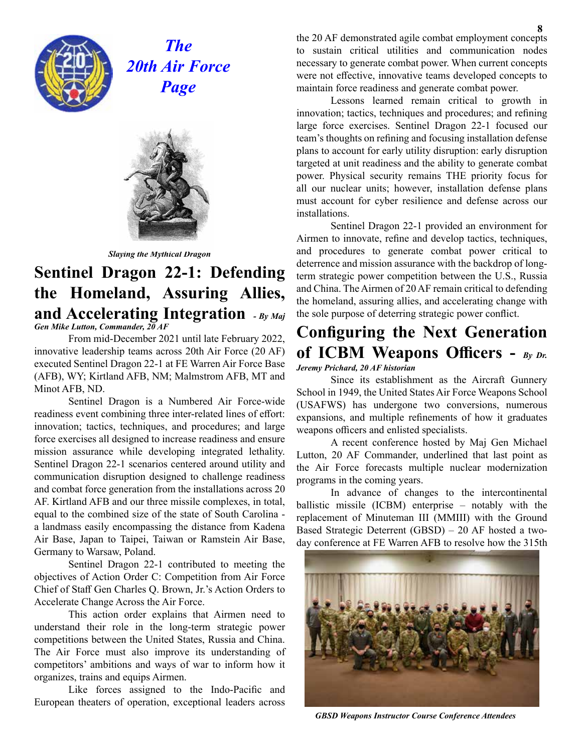# The 20th Air Force Page

*Slaying the Mythical Dragon*

## Sentinel Dragon 22-1: Defending the Homeland, Assuring Allies, and Accelerating Integration

*- By Maj Gen Mike Lutton, Commander, 20 AF*

From mid-December 2021 until late February 2022, innovative leadership teams across 20th Air Force (20 AF) executed Sentinel Dragon 22-1 at FE Warren Air Force Base (AFB), WY; Kirtland AFB, NM; Malmstrom AFB, MT and Minot AFB, ND.

Sentinel Dragon is a Numbered Air Force-wide readiness event combining three inter-related lines of effort: innovation; tactics, techniques, and procedures; and large force exercises all designed to increase readiness and ensure mission assurance while developing integrated lethality. Sentinel Dragon 22-1 scenarios centered around utility and communication disruption designed to challenge readiness and combat force generation from the installations across 20 AF. Kirtland AFB and our three missile complexes, in total, equal to the combined size of the state of South Carolina - a landmass easily encompassing the distance from Kadena Air Base, Japan to Taipei, Taiwan or Ramstein Air Base, Germany to Warsaw, Poland.

Sentinel Dragon 22-1 contributed to meeting the objectives of Action Order C: Competition from Air Force Chief of Staff Gen Charles Q. Brown, Jr.'s Action Orders to Accelerate Change Across the Air Force.

This action order explains that Airmen need to understand their role in the long-term strategic power competitions between the United States, Russia and China. The Air Force must also improve its understanding of competitors' ambitions and ways of war to inform how it organizes, trains and equips Airmen.

Like forces assigned to the Indo-Pacific and European theaters of operation, exceptional leaders across the 20 AF demonstrated agile combat employment concepts to sustain critical utilities and communication nodes necessary to generate combat power. When current concepts were not effective, innovative teams developed concepts to maintain force readiness and generate combat power.

Lessons learned remain critical to growth in innovation; tactics, techniques and procedures; and refining large force exercises. Sentinel Dragon 22-1 focused our team's thoughts on refining and focusing installation defense plans to account for early utility disruption: early disruption targeted at unit readiness and the ability to generate combat power. Physical security remains THE priority focus for all our nuclear units; however, installation defense plans must account for cyber resilience and defense across our installations.

Sentinel Dragon 22-1 provided an environment for Airmen to innovate, refine and develop tactics, techniques, and procedures to generate combat power critical to deterrence and mission assurance with the backdrop of long-term strategic power competition between the U.S., Russia and China. The Airmen of 20 AF remain critical to defending the homeland, assuring allies, and accelerating change with the sole purpose of deterring strategic power conflict.

## Configuring the Next Generation of ICBM Weapons Officers

*- By Dr. Jeremy Prichard, 20 AF historian*

Since its establishment as the Aircraft Gunnery School in 1949, the United States Air Force Weapons School (USAFWS) has undergone two conversions, numerous expansions, and multiple refinements of how it graduates weapons officers and enlisted specialists.

A recent conference hosted by Maj Gen Michael Lutton, 20 AF Commander, underlined that last point as the Air Force forecasts multiple nuclear modernization programs in the coming years.

In advance of changes to the intercontinental ballistic missile (ICBM) enterprise – notably with the replacement of Minuteman III (MMIII) with the Ground Based Strategic Deterrent (GBSD) – 20 AF hosted a two-day conference at FE Warren AFB to resolve how the 315th

*GBSD Weapons Instructor Course Conference Attendees*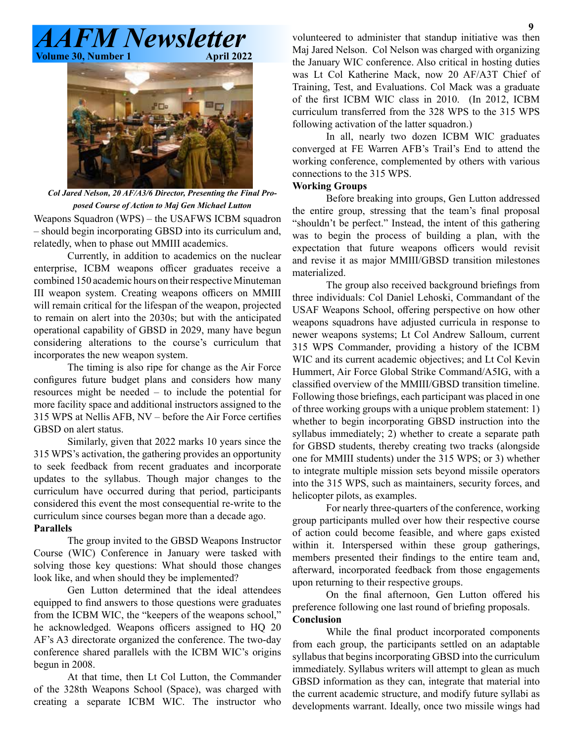*Col Jared Nelson, 20 AF/A3/6 Director, Presenting the Final Proposed Course of Action to Maj Gen Michael Lutton*

Weapons Squadron (WPS) – the USAFWS ICBM squadron – should begin incorporating GBSD into its curriculum and, relatedly, when to phase out MMIII academics.

Currently, in addition to academics on the nuclear enterprise, ICBM weapons officer graduates receive a combined 150 academic hours on their respective Minuteman III weapon system. Creating weapons officers on MMIII will remain critical for the lifespan of the weapon, projected to remain on alert into the 2030s; but with the anticipated operational capability of GBSD in 2029, many have begun considering alterations to the course's curriculum that incorporates the new weapon system.

The timing is also ripe for change as the Air Force configures future budget plans and considers how many resources might be needed – to include the potential for more facility space and additional instructors assigned to the 315 WPS at Nellis AFB, NV – before the Air Force certifies GBSD on alert status.

Similarly, given that 2022 marks 10 years since the 315 WPS's activation, the gathering provides an opportunity to seek feedback from recent graduates and incorporate updates to the syllabus. Though major changes to the curriculum have occurred during that period, participants considered this event the most consequential re-write to the curriculum since courses began more than a decade ago.

**Parallels**

The group invited to the GBSD Weapons Instructor Course (WIC) Conference in January were tasked with solving those key questions: What should those changes look like, and when should they be implemented?

Gen Lutton determined that the ideal attendees equipped to find answers to those questions were graduates from the ICBM WIC, the "keepers of the weapons school," he acknowledged. Weapons officers assigned to HQ 20 AF's A3 directorate organized the conference. The two-day conference shared parallels with the ICBM WIC's origins begun in 2008.

At that time, then Lt Col Lutton, the Commander of the 328th Weapons School (Space), was charged with creating a separate ICBM WIC. The instructor who volunteered to administer that standup initiative was then Maj Jared Nelson. Col Nelson was charged with organizing the January WIC conference. Also critical in hosting duties was Lt Col Katherine Mack, now 20 AF/A3T Chief of Training, Test, and Evaluations. Col Mack was a graduate of the first ICBM WIC class in 2010. (In 2012, ICBM curriculum transferred from the 328 WPS to the 315 WPS following activation of the latter squadron.)

In all, nearly two dozen ICBM WIC graduates converged at FE Warren AFB's Trail's End to attend the working conference, complemented by others with various connections to the 315 WPS.

**Working Groups**

Before breaking into groups, Gen Lutton addressed the entire group, stressing that the team's final proposal "shouldn't be perfect." Instead, the intent of this gathering was to begin the process of building a plan, with the expectation that future weapons officers would revisit and revise it as major MMIII/GBSD transition milestones materialized.

The group also received background briefings from three individuals: Col Daniel Lehoski, Commandant of the USAF Weapons School, offering perspective on how other weapons squadrons have adjusted curricula in response to newer weapons systems; Lt Col Andrew Salloum, current 315 WPS Commander, providing a history of the ICBM WIC and its current academic objectives; and Lt Col Kevin Hummert, Air Force Global Strike Command/A5IG, with a classified overview of the MMIII/GBSD transition timeline. Following those briefings, each participant was placed in one of three working groups with a unique problem statement: 1) whether to begin incorporating GBSD instruction into the syllabus immediately; 2) whether to create a separate path for GBSD students, thereby creating two tracks (alongside one for MMIII students) under the 315 WPS; or 3) whether to integrate multiple mission sets beyond missile operators into the 315 WPS, such as maintainers, security forces, and helicopter pilots, as examples.

For nearly three-quarters of the conference, working group participants mulled over how their respective course of action could become feasible, and where gaps existed within it. Interspersed within these group gatherings, members presented their findings to the entire team and, afterward, incorporated feedback from those engagements upon returning to their respective groups.

On the final afternoon, Gen Lutton offered his preference following one last round of briefing proposals.

**Conclusion**

While the final product incorporated components from each group, the participants settled on an adaptable syllabus that begins incorporating GBSD into the curriculum immediately. Syllabus writers will attempt to glean as much GBSD information as they can, integrate that material into the current academic structure, and modify future syllabi as developments warrant. Ideally, once two missile wings had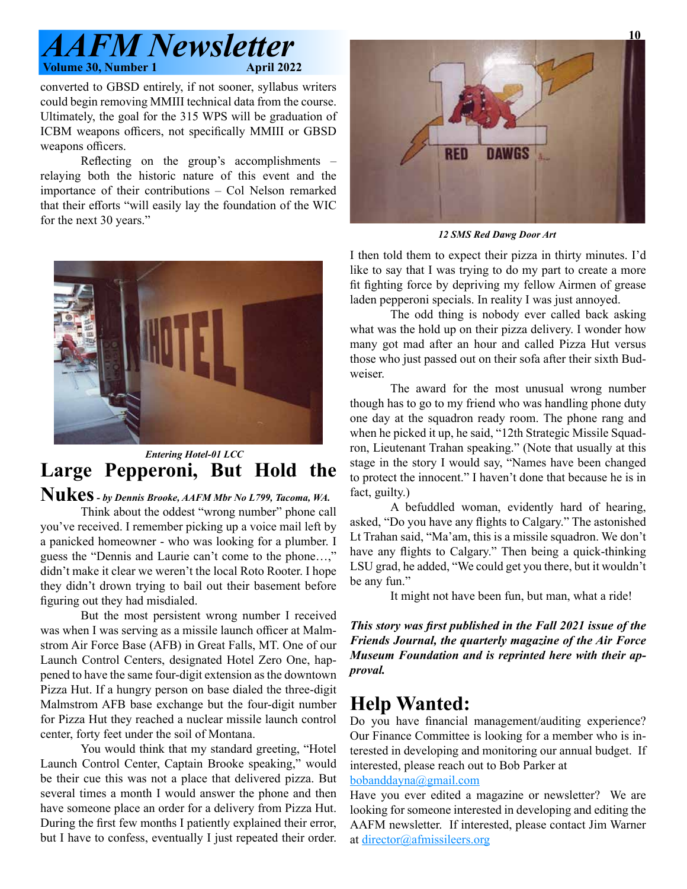converted to GBSD entirely, if not sooner, syllabus writers could begin removing MMIII technical data from the course. Ultimately, the goal for the 315 WPS will be graduation of ICBM weapons officers, not specifically MMIII or GBSD weapons officers.

Reflecting on the group's accomplishments – relaying both the historic nature of this event and the importance of their contributions – Col Nelson remarked that their efforts "will easily lay the foundation of the WIC for the next 30 years."

*Entering Hotel-01 LCC*

## Large Pepperoni, But Hold the Nukes

*- by Dennis Brooke, AAFM Mbr No L799, Tacoma, WA.*

Think about the oddest "wrong number" phone call you've received. I remember picking up a voice mail left by a panicked homeowner - who was looking for a plumber. I guess the "Dennis and Laurie can't come to the phone…," didn't make it clear we weren't the local Roto Rooter. I hope they didn't drown trying to bail out their basement before figuring out they had misdialed.

But the most persistent wrong number I received was when I was serving as a missile launch officer at Malmstrom Air Force Base (AFB) in Great Falls, MT. One of our Launch Control Centers, designated Hotel Zero One, happened to have the same four-digit extension as the downtown Pizza Hut. If a hungry person on base dialed the three-digit Malmstrom AFB base exchange but the four-digit number for Pizza Hut they reached a nuclear missile launch control center, forty feet under the soil of Montana.

You would think that my standard greeting, "Hotel Launch Control Center, Captain Brooke speaking," would be their cue this was not a place that delivered pizza. But several times a month I would answer the phone and then have someone place an order for a delivery from Pizza Hut. During the first few months I patiently explained their error, but I have to confess, eventually I just repeated their order.

*12 SMS Red Dawg Door Art*

I then told them to expect their pizza in thirty minutes. I'd like to say that I was trying to do my part to create a more fit fighting force by depriving my fellow Airmen of grease laden pepperoni specials. In reality I was just annoyed.

The odd thing is nobody ever called back asking what was the hold up on their pizza delivery. I wonder how many got mad after an hour and called Pizza Hut versus those who just passed out on their sofa after their sixth Budweiser.

The award for the most unusual wrong number though has to go to my friend who was handling phone duty one day at the squadron ready room. The phone rang and when he picked it up, he said, "12th Strategic Missile Squadron, Lieutenant Trahan speaking." (Note that usually at this stage in the story I would say, "Names have been changed to protect the innocent." I haven't done that because he is in fact, guilty.)

A befuddled woman, evidently hard of hearing, asked, "Do you have any flights to Calgary." The astonished Lt Trahan said, "Ma'am, this is a missile squadron. We don't have any flights to Calgary." Then being a quick-thinking LSU grad, he added, "We could get you there, but it wouldn't be any fun."

It might not have been fun, but man, what a ride!

***This story was first published in the Fall 2021 issue of the Friends Journal, the quarterly magazine of the Air Force Museum Foundation and is reprinted here with their approval.***

## Help Wanted:

Do you have financial management/auditing experience? Our Finance Committee is looking for a member who is interested in developing and monitoring our annual budget. If interested, please reach out to Bob Parker at bobanddayna@gmail.com

Have you ever edited a magazine or newsletter? We are looking for someone interested in developing and editing the AAFM newsletter. If interested, please contact Jim Warner at director@afmissileers.org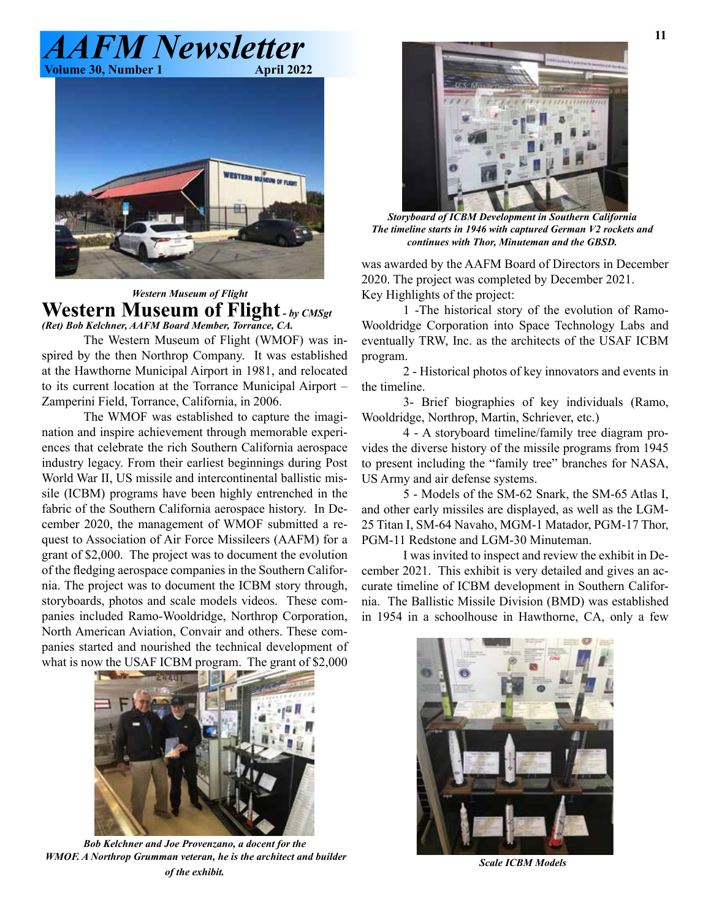*Western Museum of Flight*

# Western Museum of Flight

***- by CMSgt (Ret) Bob Kelchner, AAFM Board Member, Torrance, CA.***

The Western Museum of Flight (WMOF) was inspired by the then Northrop Company. It was established at the Hawthorne Municipal Airport in 1981, and relocated to its current location at the Torrance Municipal Airport – Zamperini Field, Torrance, California, in 2006.

The WMOF was established to capture the imagination and inspire achievement through memorable experiences that celebrate the rich Southern California aerospace industry legacy. From their earliest beginnings during Post World War II, US missile and intercontinental ballistic missile (ICBM) programs have been highly entrenched in the fabric of the Southern California aerospace history. In December 2020, the management of WMOF submitted a request to Association of Air Force Missileers (AAFM) for a grant of $2,000. The project was to document the evolution of the fledging aerospace companies in the Southern California. The project was to document the ICBM story through, storyboards, photos and scale models videos. These companies included Ramo-Wooldridge, Northrop Corporation, North American Aviation, Convair and others. These companies started and nourished the technical development of what is now the USAF ICBM program. The grant of $2,000 was awarded by the AAFM Board of Directors in December 2020. The project was completed by December 2021.

*Bob Kelchner and Joe Provenzano, a docent for the WMOF. A Northrop Grumman veteran, he is the architect and builder of the exhibit.*

*Storyboard of ICBM Development in Southern California The timeline starts in 1946 with captured German V2 rockets and continues with Thor, Minuteman and the GBSD.*

Key Highlights of the project:

1 -The historical story of the evolution of Ramo-Wooldridge Corporation into Space Technology Labs and eventually TRW, Inc. as the architects of the USAF ICBM program.

2 - Historical photos of key innovators and events in the timeline.

3- Brief biographies of key individuals (Ramo, Wooldridge, Northrop, Martin, Schriever, etc.)

4 - A storyboard timeline/family tree diagram provides the diverse history of the missile programs from 1945 to present including the "family tree" branches for NASA, US Army and air defense systems.

5 - Models of the SM-62 Snark, the SM-65 Atlas I, and other early missiles are displayed, as well as the LGM-25 Titan I, SM-64 Navaho, MGM-1 Matador, PGM-17 Thor, PGM-11 Redstone and LGM-30 Minuteman.

I was invited to inspect and review the exhibit in December 2021. This exhibit is very detailed and gives an accurate timeline of ICBM development in Southern California. The Ballistic Missile Division (BMD) was established in 1954 in a schoolhouse in Hawthorne, CA, only a few

*Scale ICBM Models*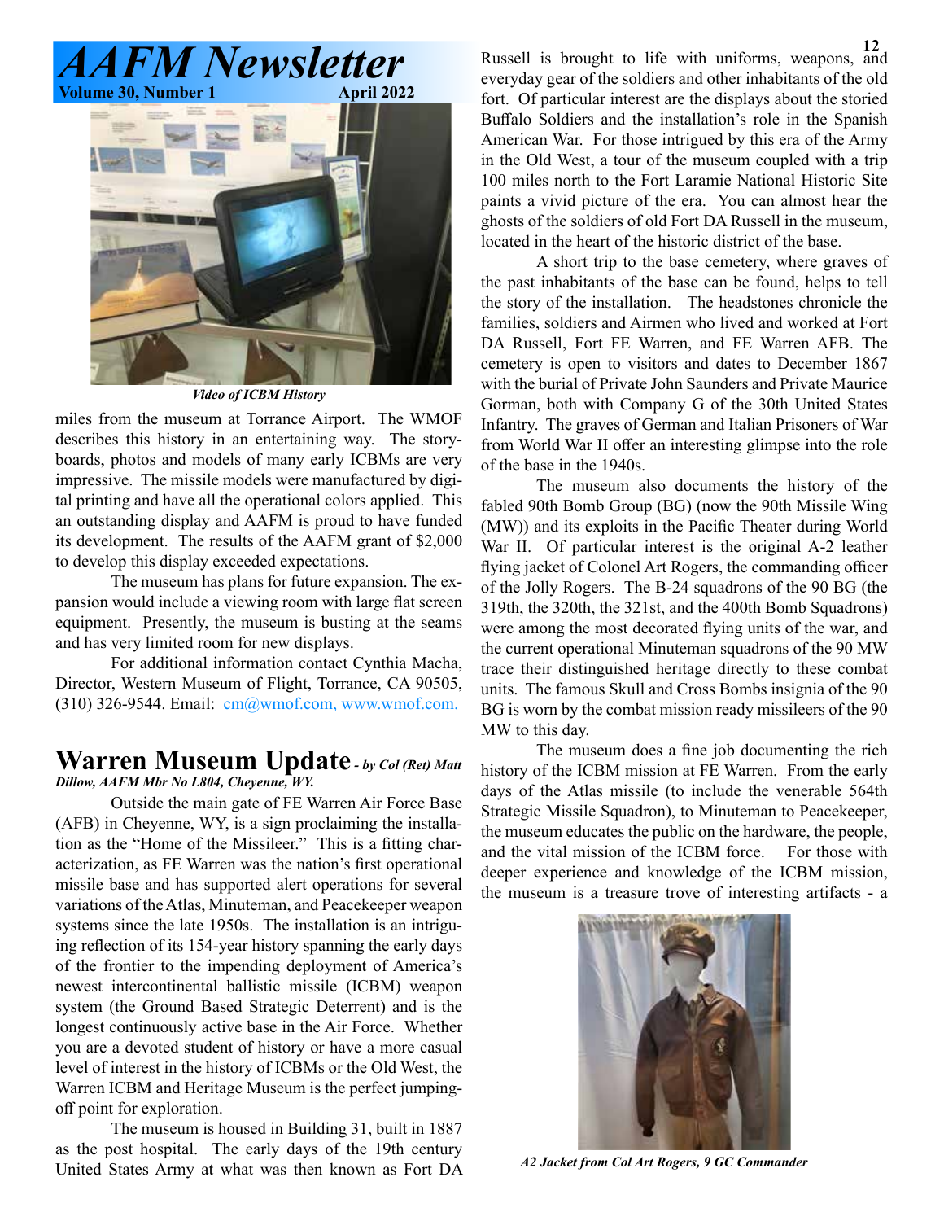*Video of ICBM History*

miles from the museum at Torrance Airport. The WMOF describes this history in an entertaining way. The storyboards, photos and models of many early ICBMs are very impressive. The missile models were manufactured by digital printing and have all the operational colors applied. This an outstanding display and AAFM is proud to have funded its development. The results of the AAFM grant of $2,000 to develop this display exceeded expectations.

The museum has plans for future expansion. The expansion would include a viewing room with large flat screen equipment. Presently, the museum is busting at the seams and has very limited room for new displays.

For additional information contact Cynthia Macha, Director, Western Museum of Flight, Torrance, CA 90505, (310) 326-9544. Email: cm@wmof.com, www.wmof.com.

## Warren Museum Update - *by Col (Ret) Matt Dillow, AAFM Mbr No L804, Cheyenne, WY.*

Outside the main gate of FE Warren Air Force Base (AFB) in Cheyenne, WY, is a sign proclaiming the installation as the "Home of the Missileer." This is a fitting characterization, as FE Warren was the nation's first operational missile base and has supported alert operations for several variations of the Atlas, Minuteman, and Peacekeeper weapon systems since the late 1950s. The installation is an intriguing reflection of its 154-year history spanning the early days of the frontier to the impending deployment of America's newest intercontinental ballistic missile (ICBM) weapon system (the Ground Based Strategic Deterrent) and is the longest continuously active base in the Air Force. Whether you are a devoted student of history or have a more casual level of interest in the history of ICBMs or the Old West, the Warren ICBM and Heritage Museum is the perfect jumping-off point for exploration.

The museum is housed in Building 31, built in 1887 as the post hospital. The early days of the 19th century United States Army at what was then known as Fort DA Russell is brought to life with uniforms, weapons, and everyday gear of the soldiers and other inhabitants of the old fort. Of particular interest are the displays about the storied Buffalo Soldiers and the installation's role in the Spanish American War. For those intrigued by this era of the Army in the Old West, a tour of the museum coupled with a trip 100 miles north to the Fort Laramie National Historic Site paints a vivid picture of the era. You can almost hear the ghosts of the soldiers of old Fort DA Russell in the museum, located in the heart of the historic district of the base.

A short trip to the base cemetery, where graves of the past inhabitants of the base can be found, helps to tell the story of the installation. The headstones chronicle the families, soldiers and Airmen who lived and worked at Fort DA Russell, Fort FE Warren, and FE Warren AFB. The cemetery is open to visitors and dates to December 1867 with the burial of Private John Saunders and Private Maurice Gorman, both with Company G of the 30th United States Infantry. The graves of German and Italian Prisoners of War from World War II offer an interesting glimpse into the role of the base in the 1940s.

The museum also documents the history of the fabled 90th Bomb Group (BG) (now the 90th Missile Wing (MW)) and its exploits in the Pacific Theater during World War II. Of particular interest is the original A-2 leather flying jacket of Colonel Art Rogers, the commanding officer of the Jolly Rogers. The B-24 squadrons of the 90 BG (the 319th, the 320th, the 321st, and the 400th Bomb Squadrons) were among the most decorated flying units of the war, and the current operational Minuteman squadrons of the 90 MW trace their distinguished heritage directly to these combat units. The famous Skull and Cross Bombs insignia of the 90 BG is worn by the combat mission ready missileers of the 90 MW to this day.

The museum does a fine job documenting the rich history of the ICBM mission at FE Warren. From the early days of the Atlas missile (to include the venerable 564th Strategic Missile Squadron), to Minuteman to Peacekeeper, the museum educates the public on the hardware, the people, and the vital mission of the ICBM force. For those with deeper experience and knowledge of the ICBM mission, the museum is a treasure trove of interesting artifacts - a

*A2 Jacket from Col Art Rogers, 9 GC Commander*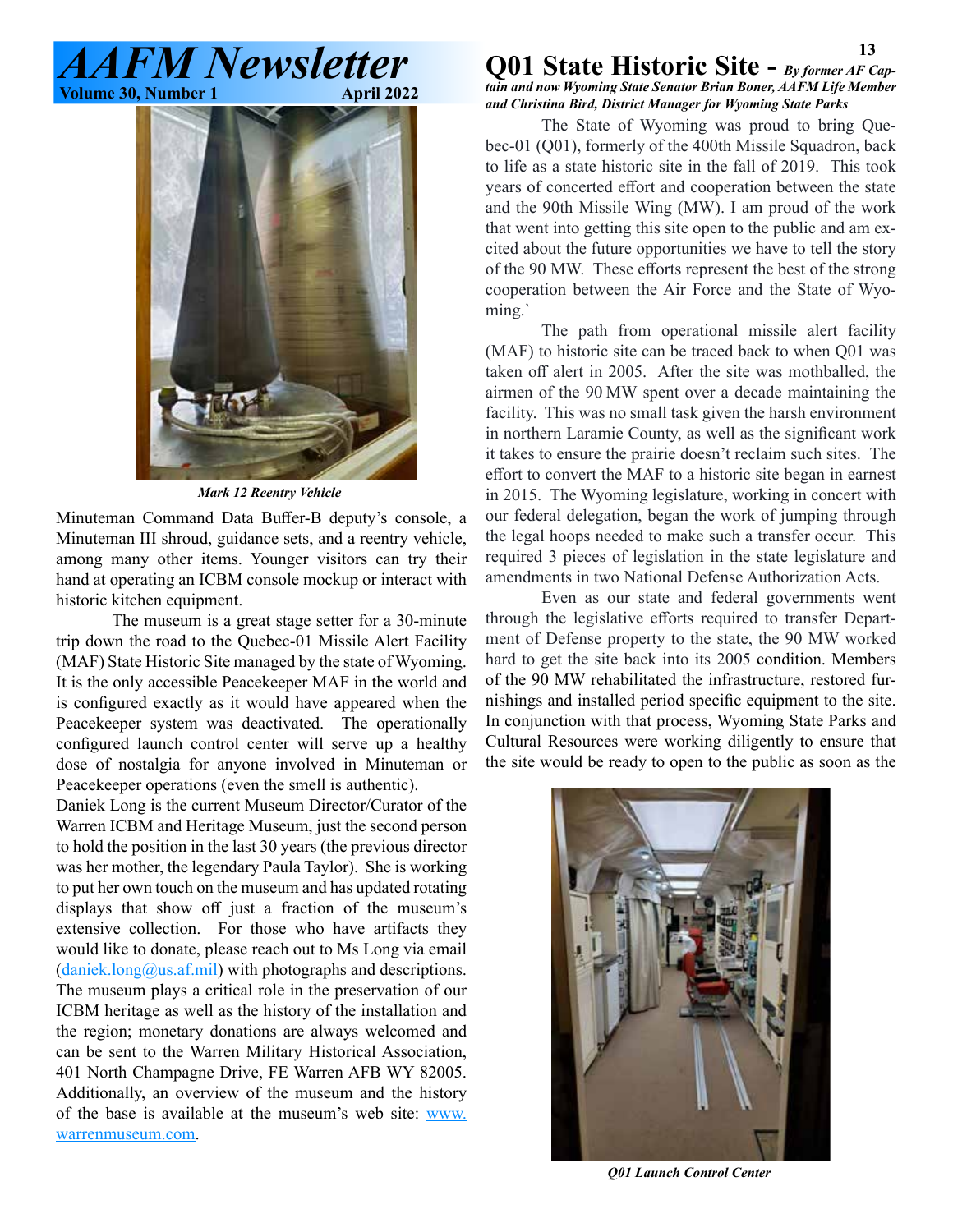*Mark 12 Reentry Vehicle*

Minuteman Command Data Buffer-B deputy's console, a Minuteman III shroud, guidance sets, and a reentry vehicle, among many other items. Younger visitors can try their hand at operating an ICBM console mockup or interact with historic kitchen equipment.

The museum is a great stage setter for a 30-minute trip down the road to the Quebec-01 Missile Alert Facility (MAF) State Historic Site managed by the state of Wyoming. It is the only accessible Peacekeeper MAF in the world and is configured exactly as it would have appeared when the Peacekeeper system was deactivated. The operationally configured launch control center will serve up a healthy dose of nostalgia for anyone involved in Minuteman or Peacekeeper operations (even the smell is authentic).

Daniek Long is the current Museum Director/Curator of the Warren ICBM and Heritage Museum, just the second person to hold the position in the last 30 years (the previous director was her mother, the legendary Paula Taylor). She is working to put her own touch on the museum and has updated rotating displays that show off just a fraction of the museum's extensive collection. For those who have artifacts they would like to donate, please reach out to Ms Long via email (daniek.long@us.af.mil) with photographs and descriptions. The museum plays a critical role in the preservation of our ICBM heritage as well as the history of the installation and the region; monetary donations are always welcomed and can be sent to the Warren Military Historical Association, 401 North Champagne Drive, FE Warren AFB WY 82005. Additionally, an overview of the museum and the history of the base is available at the museum's web site: www.warrenmuseum.com.

# Q01 State Historic Site - *By former AF Captain and now Wyoming State Senator Brian Boner, AAFM Life Member and Christina Bird, District Manager for Wyoming State Parks*

The State of Wyoming was proud to bring Quebec-01 (Q01), formerly of the 400th Missile Squadron, back to life as a state historic site in the fall of 2019. This took years of concerted effort and cooperation between the state and the 90th Missile Wing (MW). I am proud of the work that went into getting this site open to the public and am excited about the future opportunities we have to tell the story of the 90 MW. These efforts represent the best of the strong cooperation between the Air Force and the State of Wyoming.`

The path from operational missile alert facility (MAF) to historic site can be traced back to when Q01 was taken off alert in 2005. After the site was mothballed, the airmen of the 90 MW spent over a decade maintaining the facility. This was no small task given the harsh environment in northern Laramie County, as well as the significant work it takes to ensure the prairie doesn't reclaim such sites. The effort to convert the MAF to a historic site began in earnest in 2015. The Wyoming legislature, working in concert with our federal delegation, began the work of jumping through the legal hoops needed to make such a transfer occur. This required 3 pieces of legislation in the state legislature and amendments in two National Defense Authorization Acts.

Even as our state and federal governments went through the legislative efforts required to transfer Department of Defense property to the state, the 90 MW worked hard to get the site back into its 2005 condition. Members of the 90 MW rehabilitated the infrastructure, restored furnishings and installed period specific equipment to the site. In conjunction with that process, Wyoming State Parks and Cultural Resources were working diligently to ensure that the site would be ready to open to the public as soon as the

*Q01 Launch Control Center*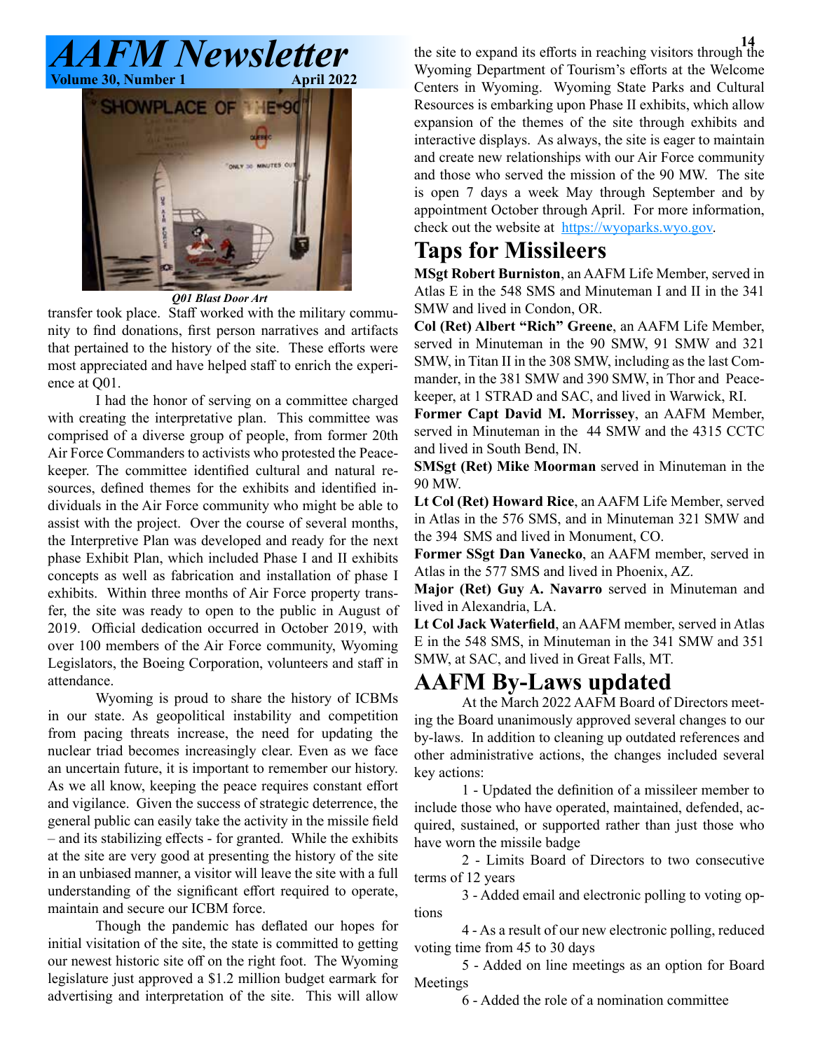# AAFM Newsletter

**Volume 30, Number 1** **April 2022**

*Q01 Blast Door Art*

transfer took place. Staff worked with the military community to find donations, first person narratives and artifacts that pertained to the history of the site. These efforts were most appreciated and have helped staff to enrich the experience at Q01.

I had the honor of serving on a committee charged with creating the interpretative plan. This committee was comprised of a diverse group of people, from former 20th Air Force Commanders to activists who protested the Peacekeeper. The committee identified cultural and natural resources, defined themes for the exhibits and identified individuals in the Air Force community who might be able to assist with the project. Over the course of several months, the Interpretive Plan was developed and ready for the next phase Exhibit Plan, which included Phase I and II exhibits concepts as well as fabrication and installation of phase I exhibits. Within three months of Air Force property transfer, the site was ready to open to the public in August of 2019. Official dedication occurred in October 2019, with over 100 members of the Air Force community, Wyoming Legislators, the Boeing Corporation, volunteers and staff in attendance.

Wyoming is proud to share the history of ICBMs in our state. As geopolitical instability and competition from pacing threats increase, the need for updating the nuclear triad becomes increasingly clear. Even as we face an uncertain future, it is important to remember our history. As we all know, keeping the peace requires constant effort and vigilance. Given the success of strategic deterrence, the general public can easily take the activity in the missile field – and its stabilizing effects - for granted. While the exhibits at the site are very good at presenting the history of the site in an unbiased manner, a visitor will leave the site with a full understanding of the significant effort required to operate, maintain and secure our ICBM force.

Though the pandemic has deflated our hopes for initial visitation of the site, the state is committed to getting our newest historic site off on the right foot. The Wyoming legislature just approved a $1.2 million budget earmark for advertising and interpretation of the site. This will allow the site to expand its efforts in reaching visitors through the Wyoming Department of Tourism's efforts at the Welcome Centers in Wyoming. Wyoming State Parks and Cultural Resources is embarking upon Phase II exhibits, which allow expansion of the themes of the site through exhibits and interactive displays. As always, the site is eager to maintain and create new relationships with our Air Force community and those who served the mission of the 90 MW. The site is open 7 days a week May through September and by appointment October through April. For more information, check out the website at [https://wyoparks.wyo.gov](https://wyoparks.wyo.gov).

## Taps for Missileers

**MSgt Robert Burniston**, an AAFM Life Member, served in Atlas E in the 548 SMS and Minuteman I and II in the 341 SMW and lived in Condon, OR.

**Col (Ret) Albert "Rich" Greene**, an AAFM Life Member, served in Minuteman in the 90 SMW, 91 SMW and 321 SMW, in Titan II in the 308 SMW, including as the last Commander, in the 381 SMW and 390 SMW, in Thor and Peacekeeper, at 1 STRAD and SAC, and lived in Warwick, RI.

**Former Capt David M. Morrissey**, an AAFM Member, served in Minuteman in the 44 SMW and the 4315 CCTC and lived in South Bend, IN.

**SMSgt (Ret) Mike Moorman** served in Minuteman in the 90 MW.

**Lt Col (Ret) Howard Rice**, an AAFM Life Member, served in Atlas in the 576 SMS, and in Minuteman 321 SMW and the 394 SMS and lived in Monument, CO.

**Former SSgt Dan Vanecko**, an AAFM member, served in Atlas in the 577 SMS and lived in Phoenix, AZ.

**Major (Ret) Guy A. Navarro** served in Minuteman and lived in Alexandria, LA.

**Lt Col Jack Waterfield**, an AAFM member, served in Atlas E in the 548 SMS, in Minuteman in the 341 SMW and 351 SMW, at SAC, and lived in Great Falls, MT.

## AAFM By-Laws updated

At the March 2022 AAFM Board of Directors meeting the Board unanimously approved several changes to our by-laws. In addition to cleaning up outdated references and other administrative actions, the changes included several key actions:

1 - Updated the definition of a missileer member to include those who have operated, maintained, defended, acquired, sustained, or supported rather than just those who have worn the missile badge

2 - Limits Board of Directors to two consecutive terms of 12 years

3 - Added email and electronic polling to voting options

4 - As a result of our new electronic polling, reduced voting time from 45 to 30 days

5 - Added on line meetings as an option for Board Meetings

6 - Added the role of a nomination committee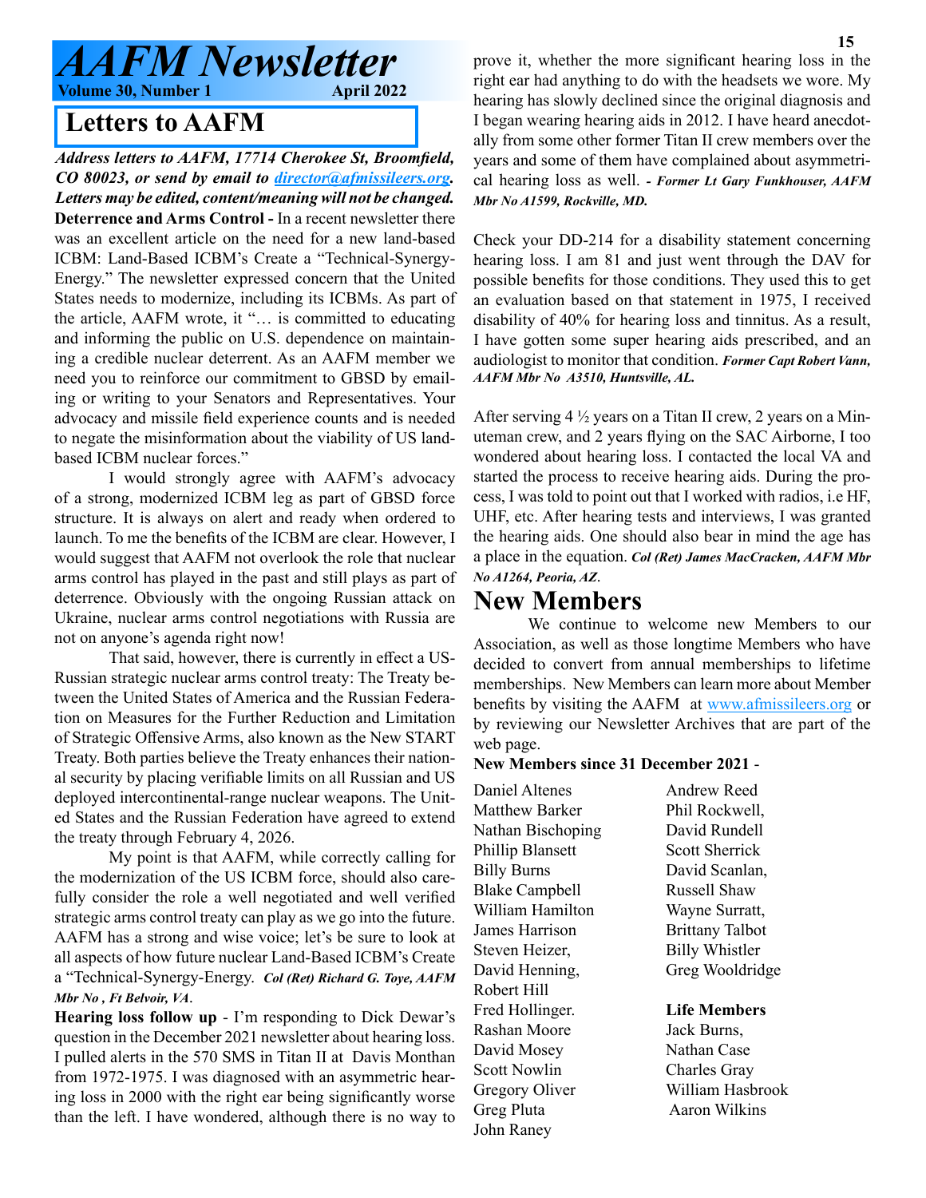# AAFM Newsletter

**Volume 30, Number 1 April 2022**

## Letters to AAFM

***Address letters to AAFM, 17714 Cherokee St, Broomfield, CO 80023, or send by email to [director@afmissileers.org](mailto:director@afmissileers.org). Letters may be edited, content/meaning will not be changed.***

**Deterrence and Arms Control -** In a recent newsletter there was an excellent article on the need for a new land-based ICBM: Land-Based ICBM's Create a "Technical-Synergy-Energy." The newsletter expressed concern that the United States needs to modernize, including its ICBMs. As part of the article, AAFM wrote, it "… is committed to educating and informing the public on U.S. dependence on maintaining a credible nuclear deterrent. As an AAFM member we need you to reinforce our commitment to GBSD by emailing or writing to your Senators and Representatives. Your advocacy and missile field experience counts and is needed to negate the misinformation about the viability of US land-based ICBM nuclear forces."

I would strongly agree with AAFM's advocacy of a strong, modernized ICBM leg as part of GBSD force structure. It is always on alert and ready when ordered to launch. To me the benefits of the ICBM are clear. However, I would suggest that AAFM not overlook the role that nuclear arms control has played in the past and still plays as part of deterrence. Obviously with the ongoing Russian attack on Ukraine, nuclear arms control negotiations with Russia are not on anyone's agenda right now!

That said, however, there is currently in effect a US-Russian strategic nuclear arms control treaty: The Treaty between the United States of America and the Russian Federation on Measures for the Further Reduction and Limitation of Strategic Offensive Arms, also known as the New START Treaty. Both parties believe the Treaty enhances their national security by placing verifiable limits on all Russian and US deployed intercontinental-range nuclear weapons. The United States and the Russian Federation have agreed to extend the treaty through February 4, 2026.

My point is that AAFM, while correctly calling for the modernization of the US ICBM force, should also carefully consider the role a well negotiated and well verified strategic arms control treaty can play as we go into the future. AAFM has a strong and wise voice; let's be sure to look at all aspects of how future nuclear Land-Based ICBM's Create a "Technical-Synergy-Energy. ***Col (Ret) Richard G. Toye, AAFM Mbr No , Ft Belvoir, VA.***

**Hearing loss follow up** - I'm responding to Dick Dewar's question in the December 2021 newsletter about hearing loss. I pulled alerts in the 570 SMS in Titan II at Davis Monthan from 1972-1975. I was diagnosed with an asymmetric hearing loss in 2000 with the right ear being significantly worse than the left. I have wondered, although there is no way to prove it, whether the more significant hearing loss in the right ear had anything to do with the headsets we wore. My hearing has slowly declined since the original diagnosis and I began wearing hearing aids in 2012. I have heard anecdotally from some other former Titan II crew members over the years and some of them have complained about asymmetrical hearing loss as well. ***- Former Lt Gary Funkhouser, AAFM Mbr No A1599, Rockville, MD.***

Check your DD-214 for a disability statement concerning hearing loss. I am 81 and just went through the DAV for possible benefits for those conditions. They used this to get an evaluation based on that statement in 1975, I received disability of 40% for hearing loss and tinnitus. As a result, I have gotten some super hearing aids prescribed, and an audiologist to monitor that condition. ***Former Capt Robert Vann, AAFM Mbr No A3510, Huntsville, AL.***

After serving 4 ½ years on a Titan II crew, 2 years on a Minuteman crew, and 2 years flying on the SAC Airborne, I too wondered about hearing loss. I contacted the local VA and started the process to receive hearing aids. During the process, I was told to point out that I worked with radios, i.e HF, UHF, etc. After hearing tests and interviews, I was granted the hearing aids. One should also bear in mind the age has a place in the equation. ***Col (Ret) James MacCracken, AAFM Mbr No A1264, Peoria, AZ.***

## New Members

We continue to welcome new Members to our Association, as well as those longtime Members who have decided to convert from annual memberships to lifetime memberships. New Members can learn more about Member benefits by visiting the AAFM at [www.afmissileers.org](http://www.afmissileers.org) or by reviewing our Newsletter Archives that are part of the web page.

**New Members since 31 December 2021** -

Daniel Altenes
Matthew Barker
Nathan Bischoping
Phillip Blansett
Billy Burns
Blake Campbell
William Hamilton
James Harrison
Steven Heizer,
David Henning,
Robert Hill
Fred Hollinger.
Rashan Moore
David Mosey
Scott Nowlin
Gregory Oliver
Greg Pluta
John Raney
Andrew Reed
Phil Rockwell,
David Rundell
Scott Sherrick
David Scanlan,
Russell Shaw
Wayne Surratt,
Brittany Talbot
Billy Whistler
Greg Wooldridge

**Life Members**

Jack Burns,
Nathan Case
Charles Gray
William Hasbrook
Aaron Wilkins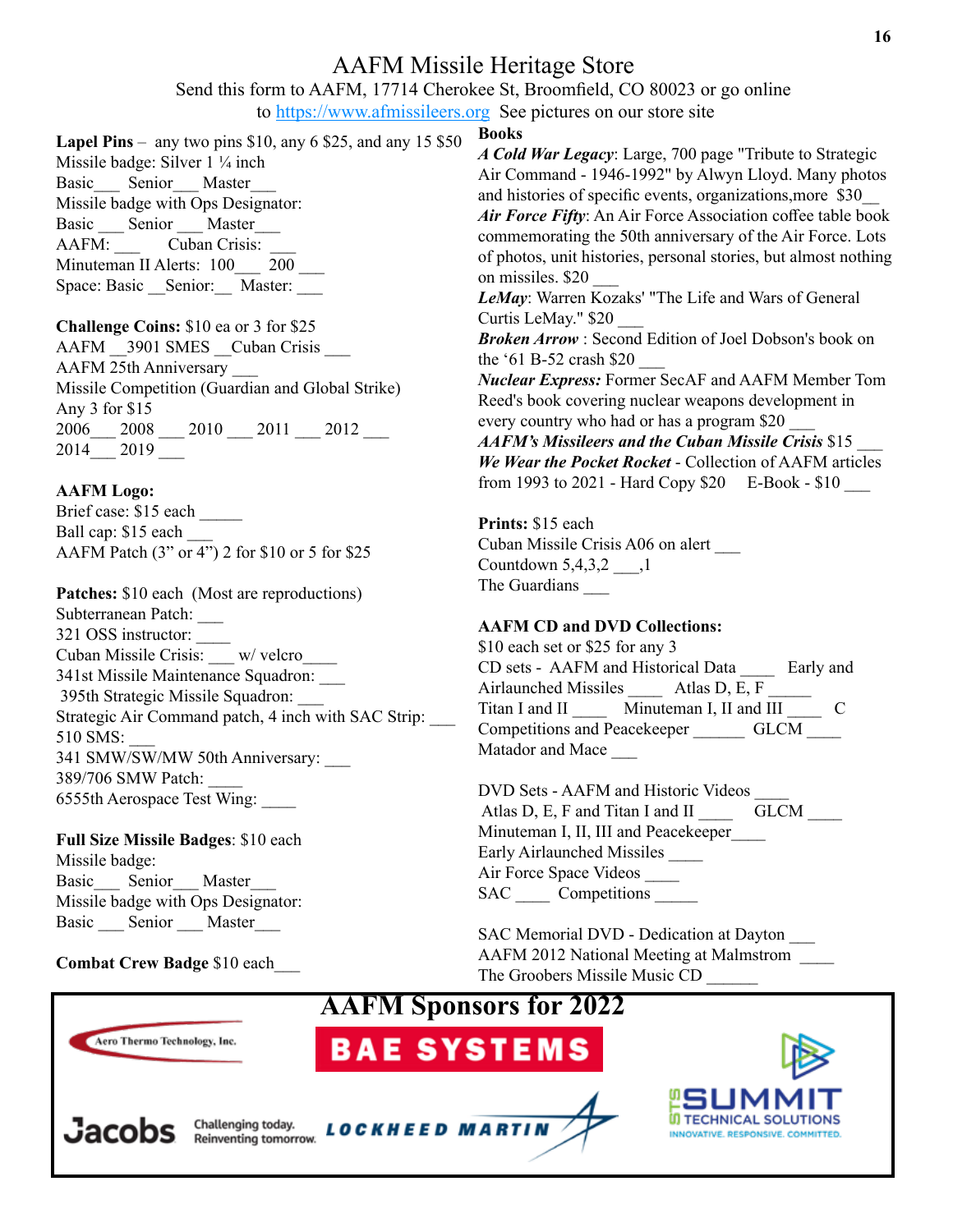# AAFM Missile Heritage Store

Send this form to AAFM, 17714 Cherokee St, Broomfield, CO 80023 or go online to https://www.afmissileers.org See pictures on our store site

**Lapel Pins** – any two pins $10, any 6 $25, and any 15 $50
Missile badge: Silver 1 ¼ inch
Basic___ Senior___ Master___
Missile badge with Ops Designator:
Basic ___ Senior ___ Master___
AAFM: ___ Cuban Crisis: ___
Minuteman II Alerts: 100___ 200 ___
Space: Basic __Senior:__ Master: ___

**Challenge Coins:** $10 ea or 3 for $25
AAFM __3901 SMES __Cuban Crisis ___
AAFM 25th Anniversary ___
Missile Competition (Guardian and Global Strike)
Any 3 for $15
2006___ 2008 ___ 2010 ___ 2011 ___ 2012 ___
2014___ 2019 ___

**AAFM Logo:**
Brief case: $15 each _____
Ball cap: $15 each ___
AAFM Patch (3" or 4") 2 for $10 or 5 for $25

**Patches:** $10 each (Most are reproductions)
Subterranean Patch: ___
321 OSS instructor: ____
Cuban Missile Crisis: ___ w/ velcro____
341st Missile Maintenance Squadron: ___
395th Strategic Missile Squadron: ___
Strategic Air Command patch, 4 inch with SAC Strip: ___
510 SMS: ___
341 SMW/SW/MW 50th Anniversary: ___
389/706 SMW Patch: ____
6555th Aerospace Test Wing: ____

**Full Size Missile Badges**: $10 each
Missile badge:
Basic___ Senior___ Master___
Missile badge with Ops Designator:
Basic ___ Senior ___ Master___

**Combat Crew Badge** $10 each___

**Books**

***A Cold War Legacy***: Large, 700 page "Tribute to Strategic Air Command - 1946-1992" by Alwyn Lloyd. Many photos and histories of specific events, organizations,more $30__

***Air Force Fifty***: An Air Force Association coffee table book commemorating the 50th anniversary of the Air Force. Lots of photos, unit histories, personal stories, but almost nothing on missiles. $20 ___

***LeMay***: Warren Kozaks' "The Life and Wars of General Curtis LeMay." $20 ___

***Broken Arrow*** : Second Edition of Joel Dobson's book on the '61 B-52 crash $20 ___

***Nuclear Express:*** Former SecAF and AAFM Member Tom Reed's book covering nuclear weapons development in every country who had or has a program $20 ___

***AAFM's Missileers and the Cuban Missile Crisis*** $15 ___

***We Wear the Pocket Rocket*** - Collection of AAFM articles from 1993 to 2021 - Hard Copy $20 E-Book - $10 ___

**Prints:** $15 each
Cuban Missile Crisis A06 on alert ___
Countdown 5,4,3,2 ___,1
The Guardians ___

**AAFM CD and DVD Collections:**
$10 each set or $25 for any 3
CD sets - AAFM and Historical Data ____ Early and Airlaunched Missiles ____ Atlas D, E, F _____ Titan I and II ____ Minuteman I, II and III ____ C Competitions and Peacekeeper ______ GLCM ____ Matador and Mace ___

DVD Sets - AAFM and Historic Videos ____
Atlas D, E, F and Titan I and II ____ GLCM ____
Minuteman I, II, III and Peacekeeper____
Early Airlaunched Missiles ____
Air Force Space Videos ____
SAC ____ Competitions _____

SAC Memorial DVD - Dedication at Dayton ___
AAFM 2012 National Meeting at Malmstrom ____
The Groobers Missile Music CD ______

## AAFM Sponsors for 2022

Aero Thermo Technology, Inc.
BAE SYSTEMS
STS SUMMIT TECHNICAL SOLUTIONS — INNOVATIVE. RESPONSIVE. COMMITTED.
Jacobs — Challenging today. Reinventing tomorrow.
LOCKHEED MARTIN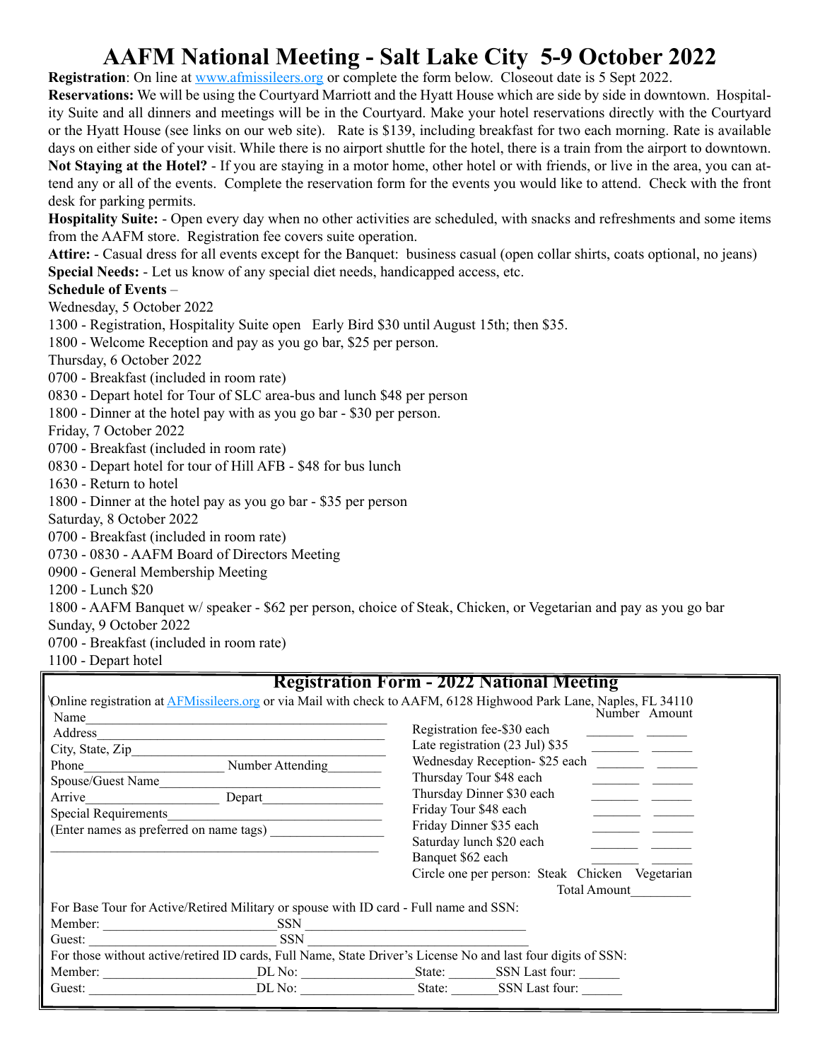# AAFM National Meeting - Salt Lake City 5-9 October 2022

**Registration**: On line at www.afmissileers.org or complete the form below. Closeout date is 5 Sept 2022.

**Reservations:** We will be using the Courtyard Marriott and the Hyatt House which are side by side in downtown. Hospitality Suite and all dinners and meetings will be in the Courtyard. Make your hotel reservations directly with the Courtyard or the Hyatt House (see links on our web site). Rate is $139, including breakfast for two each morning. Rate is available days on either side of your visit. While there is no airport shuttle for the hotel, there is a train from the airport to downtown.

**Not Staying at the Hotel?** - If you are staying in a motor home, other hotel or with friends, or live in the area, you can attend any or all of the events. Complete the reservation form for the events you would like to attend. Check with the front desk for parking permits.

**Hospitality Suite:** - Open every day when no other activities are scheduled, with snacks and refreshments and some items from the AAFM store. Registration fee covers suite operation.

**Attire:** - Casual dress for all events except for the Banquet: business casual (open collar shirts, coats optional, no jeans)

**Special Needs:** - Let us know of any special diet needs, handicapped access, etc.

**Schedule of Events** –

Wednesday, 5 October 2022
1300 - Registration, Hospitality Suite open Early Bird $30 until August 15th; then $35.
1800 - Welcome Reception and pay as you go bar, $25 per person.

Thursday, 6 October 2022
0700 - Breakfast (included in room rate)
0830 - Depart hotel for Tour of SLC area-bus and lunch $48 per person
1800 - Dinner at the hotel pay with as you go bar - $30 per person.

Friday, 7 October 2022
0700 - Breakfast (included in room rate)
0830 - Depart hotel for tour of Hill AFB - $48 for bus lunch
1630 - Return to hotel
1800 - Dinner at the hotel pay as you go bar - $35 per person

Saturday, 8 October 2022
0700 - Breakfast (included in room rate)
0730 - 0830 - AAFM Board of Directors Meeting
0900 - General Membership Meeting
1200 - Lunch $20
1800 - AAFM Banquet w/ speaker - $62 per person, choice of Steak, Chicken, or Vegetarian and pay as you go bar

Sunday, 9 October 2022
0700 - Breakfast (included in room rate)
1100 - Depart hotel

## Registration Form - 2022 National Meeting

Online registration at AFMissileers.org or via Mail with check to AAFM, 6128 Highwood Park Lane, Naples, FL 34110

Name\_\_\_\_\_\_\_\_\_\_\_\_\_\_\_\_\_\_\_\_\_\_\_\_\_\_\_\_\_\_\_\_\_\_\_\_\_\_\_\_
Address\_\_\_\_\_\_\_\_\_\_\_\_\_\_\_\_\_\_\_\_\_\_\_\_\_\_\_\_\_\_\_\_\_\_\_\_\_\_\_\_
City, State, Zip\_\_\_\_\_\_\_\_\_\_\_\_\_\_\_\_\_\_\_\_\_\_\_\_\_\_\_\_\_\_\_\_\_\_
Phone\_\_\_\_\_\_\_\_\_\_\_\_\_\_\_\_\_\_\_\_ Number Attending\_\_\_\_\_\_\_\_
Spouse/Guest Name\_\_\_\_\_\_\_\_\_\_\_\_\_\_\_\_\_\_\_\_\_\_\_\_\_\_\_\_\_\_
Arrive\_\_\_\_\_\_\_\_\_\_\_\_\_\_\_\_\_\_\_\_ Depart\_\_\_\_\_\_\_\_\_\_\_\_\_\_\_\_\_\_
Special Requirements\_\_\_\_\_\_\_\_\_\_\_\_\_\_\_\_\_\_\_\_\_\_\_\_\_\_\_\_\_\_
(Enter names as preferred on name tags) \_\_\_\_\_\_\_\_\_\_\_\_\_\_\_\_
\_\_\_\_\_\_\_\_\_\_\_\_\_\_\_\_\_\_\_\_\_\_\_\_\_\_\_\_\_\_\_\_\_\_\_\_\_\_\_\_\_\_\_\_\_\_\_\_

| | Number | Amount |
|---|---|---|
| Registration fee-$30 each | \_\_\_\_\_\_\_ | \_\_\_\_\_\_ |
| Late registration (23 Jul) $35 | \_\_\_\_\_\_\_ | \_\_\_\_\_\_ |
| Wednesday Reception- $25 each | \_\_\_\_\_\_\_ | \_\_\_\_\_\_ |
| Thursday Tour $48 each | \_\_\_\_\_\_\_ | \_\_\_\_\_\_ |
| Thursday Dinner $30 each | \_\_\_\_\_\_\_ | \_\_\_\_\_\_ |
| Friday Tour $48 each | \_\_\_\_\_\_\_ | \_\_\_\_\_\_ |
| Friday Dinner $35 each | \_\_\_\_\_\_\_ | \_\_\_\_\_\_ |
| Saturday lunch $20 each | \_\_\_\_\_\_\_ | \_\_\_\_\_\_ |
| Banquet $62 each | \_\_\_\_\_\_\_ | \_\_\_\_\_\_ |

Circle one per person: Steak Chicken Vegetarian

Total Amount\_\_\_\_\_\_\_\_\_

For Base Tour for Active/Retired Military or spouse with ID card - Full name and SSN:
Member: \_\_\_\_\_\_\_\_\_\_\_\_\_\_\_\_\_\_\_\_\_\_\_\_\_\_ SSN \_\_\_\_\_\_\_\_\_\_\_\_\_\_\_\_\_\_\_\_\_\_\_\_\_\_\_\_\_\_\_\_
Guest: \_\_\_\_\_\_\_\_\_\_\_\_\_\_\_\_\_\_\_\_\_\_\_\_\_\_\_ SSN \_\_\_\_\_\_\_\_\_\_\_\_\_\_\_\_\_\_\_\_\_\_\_\_\_\_\_\_\_\_\_\_

For those without active/retired ID cards, Full Name, State Driver's License No and last four digits of SSN:
Member: \_\_\_\_\_\_\_\_\_\_\_\_\_\_\_\_\_\_\_\_\_\_DL No: \_\_\_\_\_\_\_\_\_\_\_\_\_\_\_\_State: \_\_\_\_\_\_\_SSN Last four: \_\_\_\_\_\_
Guest: \_\_\_\_\_\_\_\_\_\_\_\_\_\_\_\_\_\_\_\_\_\_\_\_DL No: \_\_\_\_\_\_\_\_\_\_\_\_\_\_\_\_ State: \_\_\_\_\_\_\_SSN Last four: \_\_\_\_\_\_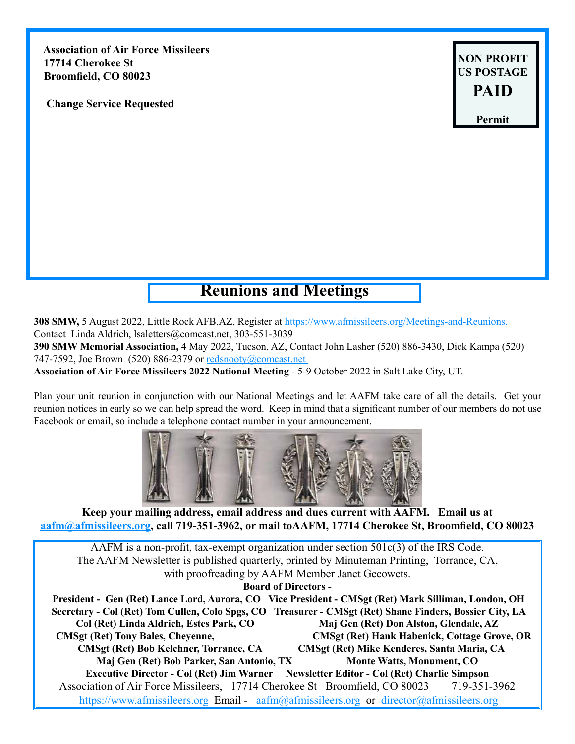**Association of Air Force Missileers**
**17714 Cherokee St**
**Broomfield, CO 80023**

**Change Service Requested**

**NON PROFIT**
**US POSTAGE**
**PAID**
**Permit**

# Reunions and Meetings

**308 SMW,** 5 August 2022, Little Rock AFB,AZ, Register at https://www.afmissileers.org/Meetings-and-Reunions. Contact Linda Aldrich, lsaletters@comcast.net, 303-551-3039

**390 SMW Memorial Association,** 4 May 2022, Tucson, AZ, Contact John Lasher (520) 886-3430, Dick Kampa (520) 747-7592, Joe Brown (520) 886-2379 or redsnooty@comcast.net

**Association of Air Force Missileers 2022 National Meeting** - 5-9 October 2022 in Salt Lake City, UT.

Plan your unit reunion in conjunction with our National Meetings and let AAFM take care of all the details. Get your reunion notices in early so we can help spread the word. Keep in mind that a significant number of our members do not use Facebook or email, so include a telephone contact number in your announcement.

**Keep your mailing address, email address and dues current with AAFM. Email us at aafm@afmissileers.org, call 719-351-3962, or mail toAAFM, 17714 Cherokee St, Broomfield, CO 80023**

AAFM is a non-profit, tax-exempt organization under section 501c(3) of the IRS Code.
The AAFM Newsletter is published quarterly, printed by Minuteman Printing, Torrance, CA,
with proofreading by AAFM Member Janet Gecowets.

**Board of Directors -**

**President - Gen (Ret) Lance Lord, Aurora, CO Vice President - CMSgt (Ret) Mark Silliman, London, OH**
**Secretary - Col (Ret) Tom Cullen, Colo Spgs, CO Treasurer - CMSgt (Ret) Shane Finders, Bossier City, LA**
**Col (Ret) Linda Aldrich, Estes Park, CO** **Maj Gen (Ret) Don Alston, Glendale, AZ**
**CMSgt (Ret) Tony Bales, Cheyenne,** **CMSgt (Ret) Hank Habenick, Cottage Grove, OR**
**CMSgt (Ret) Bob Kelchner, Torrance, CA** **CMSgt (Ret) Mike Kenderes, Santa Maria, CA**
**Maj Gen (Ret) Bob Parker, San Antonio, TX** **Monte Watts, Monument, CO**
**Executive Director - Col (Ret) Jim Warner Newsletter Editor - Col (Ret) Charlie Simpson**

Association of Air Force Missileers, 17714 Cherokee St Broomfield, CO 80023 719-351-3962
https://www.afmissileers.org Email - aafm@afmissileers.org or director@afmissileers.org